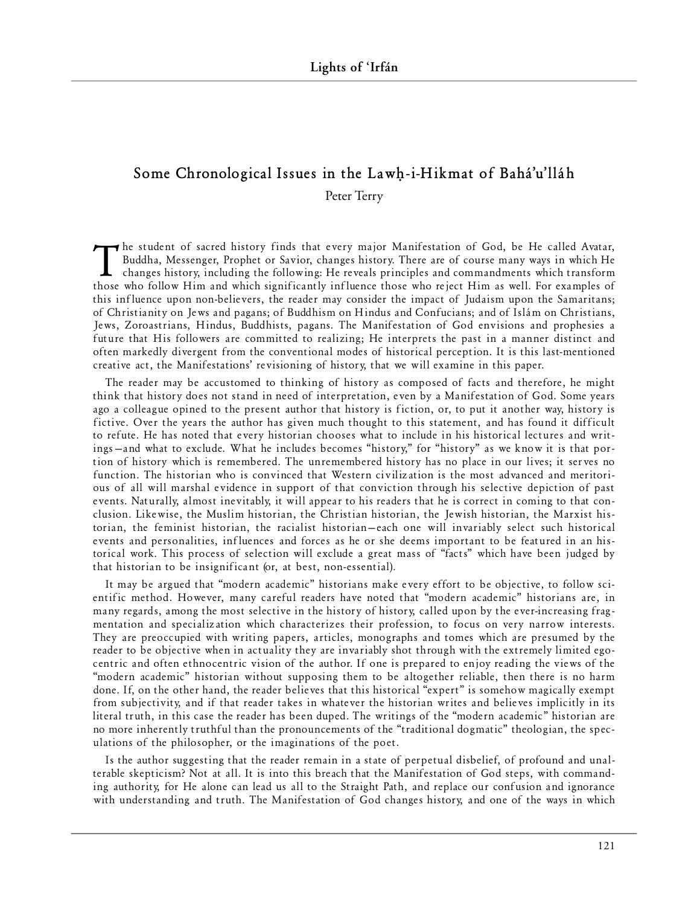# Some Chronological Issues in the Lawḥ-i-Hikmat of Bahá'u'lláh

Peter Terry

The student of sacred history finds that every major Manifestation of God, be He called Avatar, Buddha, Messenger, Prophet or Savior, changes history. There are of course many ways in which He changes history, including the following: He reveals principles and commandments which transform those who follow Him and which significantly influence those who reject Him as well. For examples of this influence upon non-believers, the reader may consider the impact of Judaism upon the Samaritans; of Christianity on Jews and pagans; of Buddhism on Hindus and Confucians; and of Islám on Christians, Jews, Zoroastrians, Hindus, Buddhists, pagans. The Manifestation of God envisions and prophesies a future that His followers are committed to realizing; He interprets the past in a manner distinct and often markedly divergent from the conventional modes of historical perception. It is this last-mentioned creative act, the Manifestations' revisioning of history, that we will examine in this paper.

The reader may be accustomed to thinking of history as composed of facts and therefore, he might think that history does not stand in need of interpretation, even by a Manifestation of God. Some years ago a colleague opined to the present author that history is fiction, or, to put it another way, history is fictive. Over the years the author has given much thought to this statement, and has found it difficult to refute. He has noted that every historian chooses what to include in his historical lectures and writings—and what to exclude. What he includes becomes "history," for "history" as we know it is that portion of history which is remembered. The unremembered history has no place in our lives; it serves no function. The historian who is convinced that Western civilization is the most advanced and meritorious of all will marshal evidence in support of that conviction through his selective depiction of past events. Naturally, almost inevitably, it will appear to his readers that he is correct in coming to that conclusion. Likewise, the Muslim historian, the Christian historian, the Jewish historian, the Marxist historian, the feminist historian, the racialist historian—each one will invariably select such historical events and personalities, influences and forces as he or she deems important to be featured in an historical work. This process of selection will exclude a great mass of "facts" which have been judged by that historian to be insignificant (or, at best, non-essential).

It may be argued that "modern academic" historians make every effort to be objective, to follow scientific method. However, many careful readers have noted that "modern academic" historians are, in many regards, among the most selective in the history of history, called upon by the ever-increasing fragmentation and specialization which characterizes their profession, to focus on very narrow interests. They are preoccupied with writing papers, articles, monographs and tomes which are presumed by the reader to be objective when in actuality they are invariably shot through with the extremely limited egocentric and often ethnocentric vision of the author. If one is prepared to enjoy reading the views of the "modern academic" historian without supposing them to be altogether reliable, then there is no harm done. If, on the other hand, the reader believes that this historical "expert" is somehow magically exempt from subjectivity, and if that reader takes in whatever the historian writes and believes implicitly in its literal truth, in this case the reader has been duped. The writings of the "modern academic" historian are no more inherently truthful than the pronouncements of the "traditional dogmatic" theologian, the speculations of the philosopher, or the imaginations of the poet.

Is the author suggesting that the reader remain in a state of perpetual disbelief, of profound and unalterable skepticism? Not at all. It is into this breach that the Manifestation of God steps, with commanding authority, for He alone can lead us all to the Straight Path, and replace our confusion and ignorance with understanding and truth. The Manifestation of God changes history, and one of the ways in which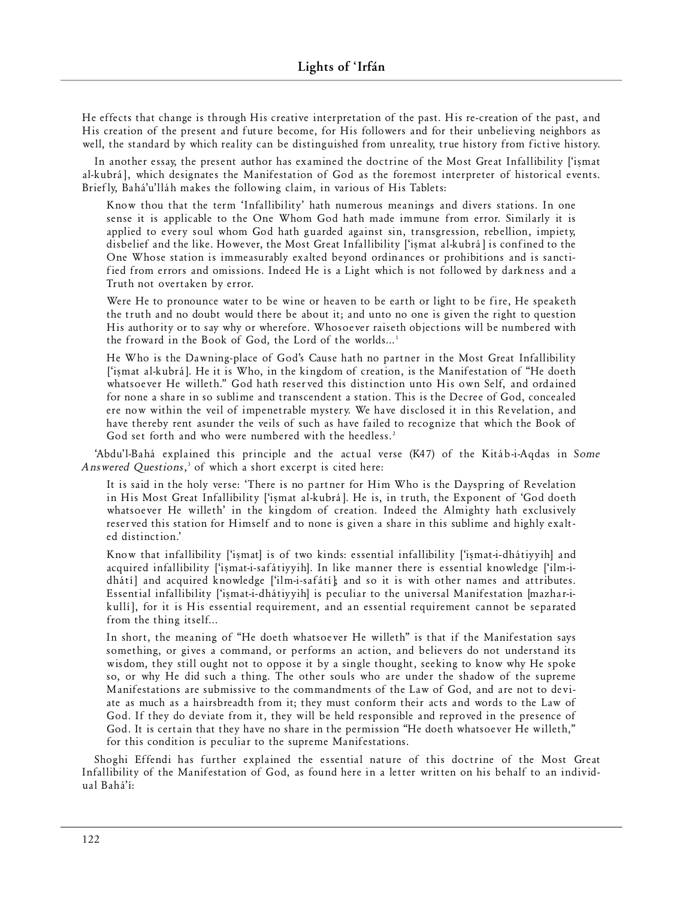He effects that change is through His creative interpretation of the past. His re-creation of the past, and His creation of the present and future become, for His followers and for their unbelieving neighbors as well, the standard by which reality can be distinguished from unreality, true history from fictive history.

In another essay, the present author has examined the doctrine of the Most Great Infallibility ['iṣmat al-kubrá], which designates the Manifestation of God as the foremost interpreter of historical events. Briefly, Bahá'u'lláh makes the following claim, in various of His Tablets:

> Know thou that the term 'Infallibility' hath numerous meanings and divers stations. In one sense it is applicable to the One Whom God hath made immune from error. Similarly it is applied to every soul whom God hath guarded against sin, transgression, rebellion, impiety, disbelief and the like. However, the Most Great Infallibility ['iṣmat al-kubrá] is confined to the One Whose station is immeasurably exalted beyond ordinances or prohibitions and is sanctified from errors and omissions. Indeed He is a Light which is not followed by darkness and a Truth not overtaken by error.
>
> Were He to pronounce water to be wine or heaven to be earth or light to be fire, He speaketh the truth and no doubt would there be about it; and unto no one is given the right to question His authority or to say why or wherefore. Whosoever raiseth objections will be numbered with the froward in the Book of God, the Lord of the worlds...[1]
>
> He Who is the Dawning-place of God's Cause hath no partner in the Most Great Infallibility ['iṣmat al-kubrá]. He it is Who, in the kingdom of creation, is the Manifestation of "He doeth whatsoever He willeth." God hath reserved this distinction unto His own Self, and ordained for none a share in so sublime and transcendent a station. This is the Decree of God, concealed ere now within the veil of impenetrable mystery. We have disclosed it in this Revelation, and have thereby rent asunder the veils of such as have failed to recognize that which the Book of God set forth and who were numbered with the heedless.[2]

'Abdu'l-Bahá explained this principle and the actual verse (K47) of the Kitáb-i-Aqdas in *Some Answered Questions*,[3] of which a short excerpt is cited here:

> It is said in the holy verse: 'There is no partner for Him Who is the Dayspring of Revelation in His Most Great Infallibility ['iṣmat al-kubrá]. He is, in truth, the Exponent of 'God doeth whatsoever He willeth' in the kingdom of creation. Indeed the Almighty hath exclusively reserved this station for Himself and to none is given a share in this sublime and highly exalted distinction.'
>
> Know that infallibility ['iṣmat] is of two kinds: essential infallibility ['iṣmat-i-dhátiyyih] and acquired infallibility ['iṣmat-i-safátiyyih]. In like manner there is essential knowledge ['ilm-i-dhátí] and acquired knowledge ['ilm-i-safátí]; and so it is with other names and attributes. Essential infallibility ['iṣmat-i-dhátiyyih] is peculiar to the universal Manifestation [mazhar-i-kullí], for it is His essential requirement, and an essential requirement cannot be separated from the thing itself...
>
> In short, the meaning of "He doeth whatsoever He willeth" is that if the Manifestation says something, or gives a command, or performs an action, and believers do not understand its wisdom, they still ought not to oppose it by a single thought, seeking to know why He spoke so, or why He did such a thing. The other souls who are under the shadow of the supreme Manifestations are submissive to the commandments of the Law of God, and are not to deviate as much as a hairsbreadth from it; they must conform their acts and words to the Law of God. If they do deviate from it, they will be held responsible and reproved in the presence of God. It is certain that they have no share in the permission "He doeth whatsoever He willeth," for this condition is peculiar to the supreme Manifestations.

Shoghi Effendi has further explained the essential nature of this doctrine of the Most Great Infallibility of the Manifestation of God, as found here in a letter written on his behalf to an individual Bahá'í: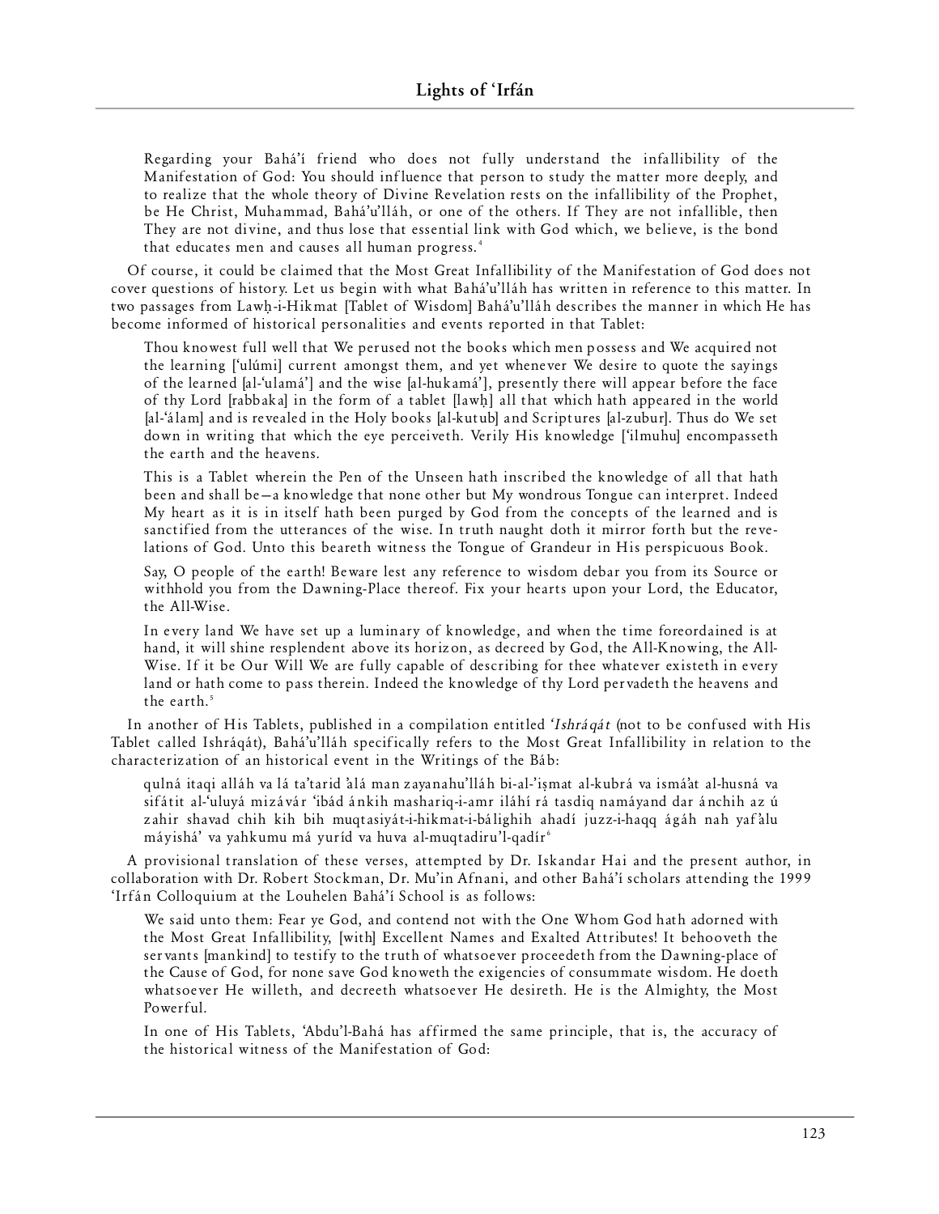> Regarding your Bahá'í friend who does not fully understand the infallibility of the Manifestation of God: You should influence that person to study the matter more deeply, and to realize that the whole theory of Divine Revelation rests on the infallibility of the Prophet, be He Christ, Muhammad, Bahá'u'lláh, or one of the others. If They are not infallible, then They are not divine, and thus lose that essential link with God which, we believe, is the bond that educates men and causes all human progress.[4]

Of course, it could be claimed that the Most Great Infallibility of the Manifestation of God does not cover questions of history. Let us begin with what Bahá'u'lláh has written in reference to this matter. In two passages from Lawḥ-i-Hikmat [Tablet of Wisdom] Bahá'u'lláh describes the manner in which He has become informed of historical personalities and events reported in that Tablet:

> Thou knowest full well that We perused not the books which men possess and We acquired not the learning ['ulúmi] current amongst them, and yet whenever We desire to quote the sayings of the learned [al-'ulamá'] and the wise [al-hukamá'], presently there will appear before the face of thy Lord [rabbaka] in the form of a tablet [lawḥ] all that which hath appeared in the world [al-'álam] and is revealed in the Holy books [al-kutub] and Scriptures [al-zubur]. Thus do We set down in writing that which the eye perceiveth. Verily His knowledge ['ilmuhu] encompasseth the earth and the heavens.
>
> This is a Tablet wherein the Pen of the Unseen hath inscribed the knowledge of all that hath been and shall be—a knowledge that none other but My wondrous Tongue can interpret. Indeed My heart as it is in itself hath been purged by God from the concepts of the learned and is sanctified from the utterances of the wise. In truth naught doth it mirror forth but the revelations of God. Unto this beareth witness the Tongue of Grandeur in His perspicuous Book.
>
> Say, O people of the earth! Beware lest any reference to wisdom debar you from its Source or withhold you from the Dawning-Place thereof. Fix your hearts upon your Lord, the Educator, the All-Wise.
>
> In every land We have set up a luminary of knowledge, and when the time foreordained is at hand, it will shine resplendent above its horizon, as decreed by God, the All-Knowing, the All-Wise. If it be Our Will We are fully capable of describing for thee whatever existeth in every land or hath come to pass therein. Indeed the knowledge of thy Lord pervadeth the heavens and the earth.[5]

In another of His Tablets, published in a compilation entitled *'Ishráqát* (not to be confused with His Tablet called Ishráqát), Bahá'u'lláh specifically refers to the Most Great Infallibility in relation to the characterization of an historical event in the Writings of the Báb:

> qulná itaqi alláh va lá ta'tarid 'alá man zayanahu'lláh bi-al-'iṣmat al-kubrá va ismá'at al-husná va sifátit al-'uluyá mizávár 'ibád ánkih mashariq-i-amr iláhí rá tasdiq namáyand dar ánchih az ú zahir shavad chih kih bih muqtasiyát-i-hikmat-i-bálighih ahadí juzz-i-haqq ágáh nah yaf'alu máyishá' va yahkumu má yuríd va huva al-muqtadiru'l-qadír[6]

A provisional translation of these verses, attempted by Dr. Iskandar Hai and the present author, in collaboration with Dr. Robert Stockman, Dr. Mu'in Afnani, and other Bahá'í scholars attending the 1999 'Irfán Colloquium at the Louhelen Bahá'í School is as follows:

> We said unto them: Fear ye God, and contend not with the One Whom God hath adorned with the Most Great Infallibility, [with] Excellent Names and Exalted Attributes! It behooveth the servants [mankind] to testify to the truth of whatsoever proceedeth from the Dawning-place of the Cause of God, for none save God knoweth the exigencies of consummate wisdom. He doeth whatsoever He willeth, and decreeth whatsoever He desireth. He is the Almighty, the Most Powerful.
>
> In one of His Tablets, 'Abdu'l-Bahá has affirmed the same principle, that is, the accuracy of the historical witness of the Manifestation of God: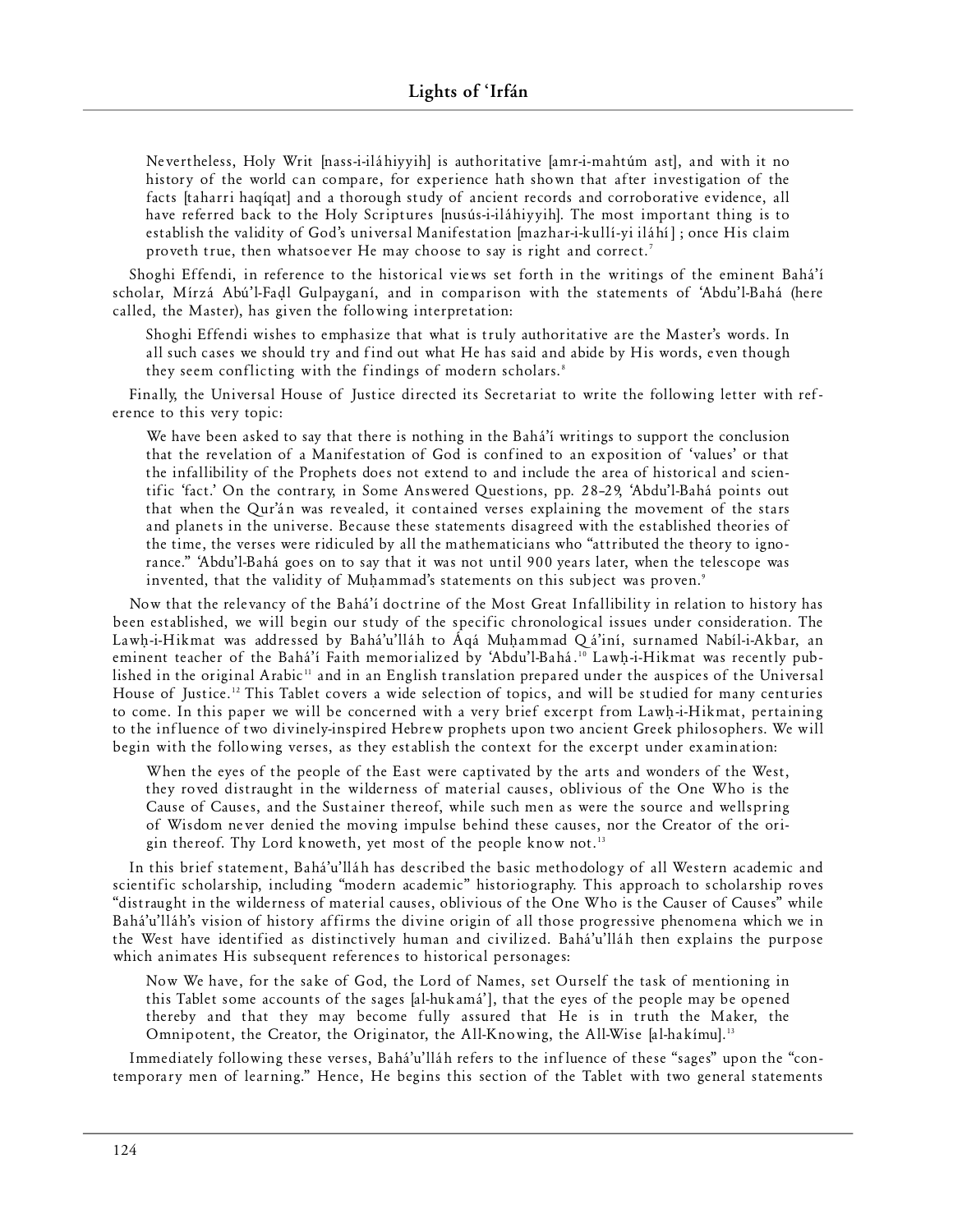> Nevertheless, Holy Writ [nass-i-iláhiyyih] is authoritative [amr-i-mahtúm ast], and with it no history of the world can compare, for experience hath shown that after investigation of the facts [taharri haqíqat] and a thorough study of ancient records and corroborative evidence, all have referred back to the Holy Scriptures [nusús-i-iláhiyyih]. The most important thing is to establish the validity of God's universal Manifestation [mazhar-i-kullí-yi iláhí] ; once His claim proveth true, then whatsoever He may choose to say is right and correct.[7]

Shoghi Effendi, in reference to the historical views set forth in the writings of the eminent Bahá'í scholar, Mírzá Abú'l-Faḍl Gulpaygani, and in comparison with the statements of 'Abdu'l-Bahá (here called, the Master), has given the following interpretation:

> Shoghi Effendi wishes to emphasize that what is truly authoritative are the Master's words. In all such cases we should try and find out what He has said and abide by His words, even though they seem conflicting with the findings of modern scholars.[8]

Finally, the Universal House of Justice directed its Secretariat to write the following letter with reference to this very topic:

> We have been asked to say that there is nothing in the Bahá'í writings to support the conclusion that the revelation of a Manifestation of God is confined to an exposition of 'values' or that the infallibility of the Prophets does not extend to and include the area of historical and scientific 'fact.' On the contrary, in Some Answered Questions, pp. 28–29, 'Abdu'l-Bahá points out that when the Qur'án was revealed, it contained verses explaining the movement of the stars and planets in the universe. Because these statements disagreed with the established theories of the time, the verses were ridiculed by all the mathematicians who "attributed the theory to ignorance." 'Abdu'l-Bahá goes on to say that it was not until 900 years later, when the telescope was invented, that the validity of Muḥammad's statements on this subject was proven.[9]

Now that the relevancy of the Bahá'í doctrine of the Most Great Infallibility in relation to history has been established, we will begin our study of the specific chronological issues under consideration. The Lawḥ-i-Hikmat was addressed by Bahá'u'lláh to Áqá Muḥammad Qá'iní, surnamed Nabíl-i-Akbar, an eminent teacher of the Bahá'í Faith memorialized by 'Abdu'l-Bahá.[10] Lawḥ-i-Hikmat was recently published in the original Arabic[11] and in an English translation prepared under the auspices of the Universal House of Justice.[12] This Tablet covers a wide selection of topics, and will be studied for many centuries to come. In this paper we will be concerned with a very brief excerpt from Lawḥ-i-Hikmat, pertaining to the influence of two divinely-inspired Hebrew prophets upon two ancient Greek philosophers. We will begin with the following verses, as they establish the context for the excerpt under examination:

> When the eyes of the people of the East were captivated by the arts and wonders of the West, they roved distraught in the wilderness of material causes, oblivious of the One Who is the Cause of Causes, and the Sustainer thereof, while such men as were the source and wellspring of Wisdom never denied the moving impulse behind these causes, nor the Creator of the origin thereof. Thy Lord knoweth, yet most of the people know not.[13]

In this brief statement, Bahá'u'lláh has described the basic methodology of all Western academic and scientific scholarship, including "modern academic" historiography. This approach to scholarship roves "distraught in the wilderness of material causes, oblivious of the One Who is the Causer of Causes" while Bahá'u'lláh's vision of history affirms the divine origin of all those progressive phenomena which we in the West have identified as distinctively human and civilized. Bahá'u'lláh then explains the purpose which animates His subsequent references to historical personages:

> Now We have, for the sake of God, the Lord of Names, set Ourself the task of mentioning in this Tablet some accounts of the sages [al-hukamá'], that the eyes of the people may be opened thereby and that they may become fully assured that He is in truth the Maker, the Omnipotent, the Creator, the Originator, the All-Knowing, the All-Wise [al-hakímu].[13]

Immediately following these verses, Bahá'u'lláh refers to the influence of these "sages" upon the "contemporary men of learning." Hence, He begins this section of the Tablet with two general statements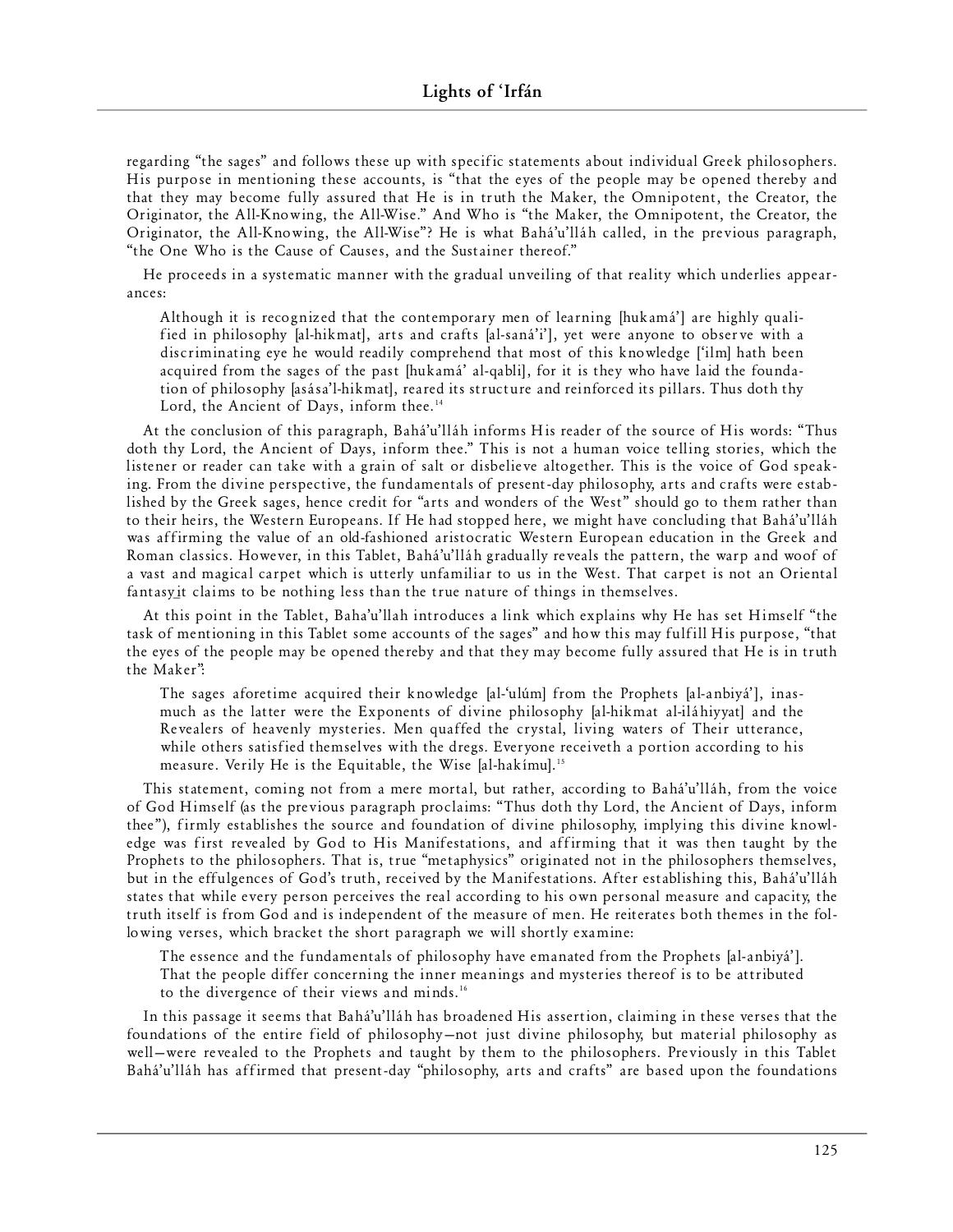regarding "the sages" and follows these up with specific statements about individual Greek philosophers. His purpose in mentioning these accounts, is "that the eyes of the people may be opened thereby and that they may become fully assured that He is in truth the Maker, the Omnipotent, the Creator, the Originator, the All-Knowing, the All-Wise." And Who is "the Maker, the Omnipotent, the Creator, the Originator, the All-Knowing, the All-Wise"? He is what Bahá'u'lláh called, in the previous paragraph, "the One Who is the Cause of Causes, and the Sustainer thereof."

He proceeds in a systematic manner with the gradual unveiling of that reality which underlies appearances:

> Although it is recognized that the contemporary men of learning [hukamá'] are highly qualified in philosophy [al-hikmat], arts and crafts [al-saná'i'], yet were anyone to observe with a discriminating eye he would readily comprehend that most of this knowledge ['ilm] hath been acquired from the sages of the past [hukamá' al-qabli], for it is they who have laid the foundation of philosophy [asása'l-hikmat], reared its structure and reinforced its pillars. Thus doth thy Lord, the Ancient of Days, inform thee.[14]

At the conclusion of this paragraph, Bahá'u'lláh informs His reader of the source of His words: "Thus doth thy Lord, the Ancient of Days, inform thee." This is not a human voice telling stories, which the listener or reader can take with a grain of salt or disbelieve altogether. This is the voice of God speaking. From the divine perspective, the fundamentals of present-day philosophy, arts and crafts were established by the Greek sages, hence credit for "arts and wonders of the West" should go to them rather than to their heirs, the Western Europeans. If He had stopped here, we might have concluding that Bahá'u'lláh was affirming the value of an old-fashioned aristocratic Western European education in the Greek and Roman classics. However, in this Tablet, Bahá'u'lláh gradually reveals the pattern, the warp and woof of a vast and magical carpet which is utterly unfamiliar to us in the West. That carpet is not an Oriental fantasy_it claims to be nothing less than the true nature of things in themselves.

At this point in the Tablet, Baha'u'llah introduces a link which explains why He has set Himself "the task of mentioning in this Tablet some accounts of the sages" and how this may fulfill His purpose, "that the eyes of the people may be opened thereby and that they may become fully assured that He is in truth the Maker":

> The sages aforetime acquired their knowledge [al-'ulúm] from the Prophets [al-anbiyá'], inasmuch as the latter were the Exponents of divine philosophy [al-hikmat al-iláhiyyat] and the Revealers of heavenly mysteries. Men quaffed the crystal, living waters of Their utterance, while others satisfied themselves with the dregs. Everyone receiveth a portion according to his measure. Verily He is the Equitable, the Wise [al-hakímu].[15]

This statement, coming not from a mere mortal, but rather, according to Bahá'u'lláh, from the voice of God Himself (as the previous paragraph proclaims: "Thus doth thy Lord, the Ancient of Days, inform thee"), firmly establishes the source and foundation of divine philosophy, implying this divine knowledge was first revealed by God to His Manifestations, and affirming that it was then taught by the Prophets to the philosophers. That is, true "metaphysics" originated not in the philosophers themselves, but in the effulgences of God's truth, received by the Manifestations. After establishing this, Bahá'u'lláh states that while every person perceives the real according to his own personal measure and capacity, the truth itself is from God and is independent of the measure of men. He reiterates both themes in the following verses, which bracket the short paragraph we will shortly examine:

> The essence and the fundamentals of philosophy have emanated from the Prophets [al-anbiyá'].
> That the people differ concerning the inner meanings and mysteries thereof is to be attributed to the divergence of their views and minds.[16]

In this passage it seems that Bahá'u'lláh has broadened His assertion, claiming in these verses that the foundations of the entire field of philosophy—not just divine philosophy, but material philosophy as well—were revealed to the Prophets and taught by them to the philosophers. Previously in this Tablet Bahá'u'lláh has affirmed that present-day "philosophy, arts and crafts" are based upon the foundations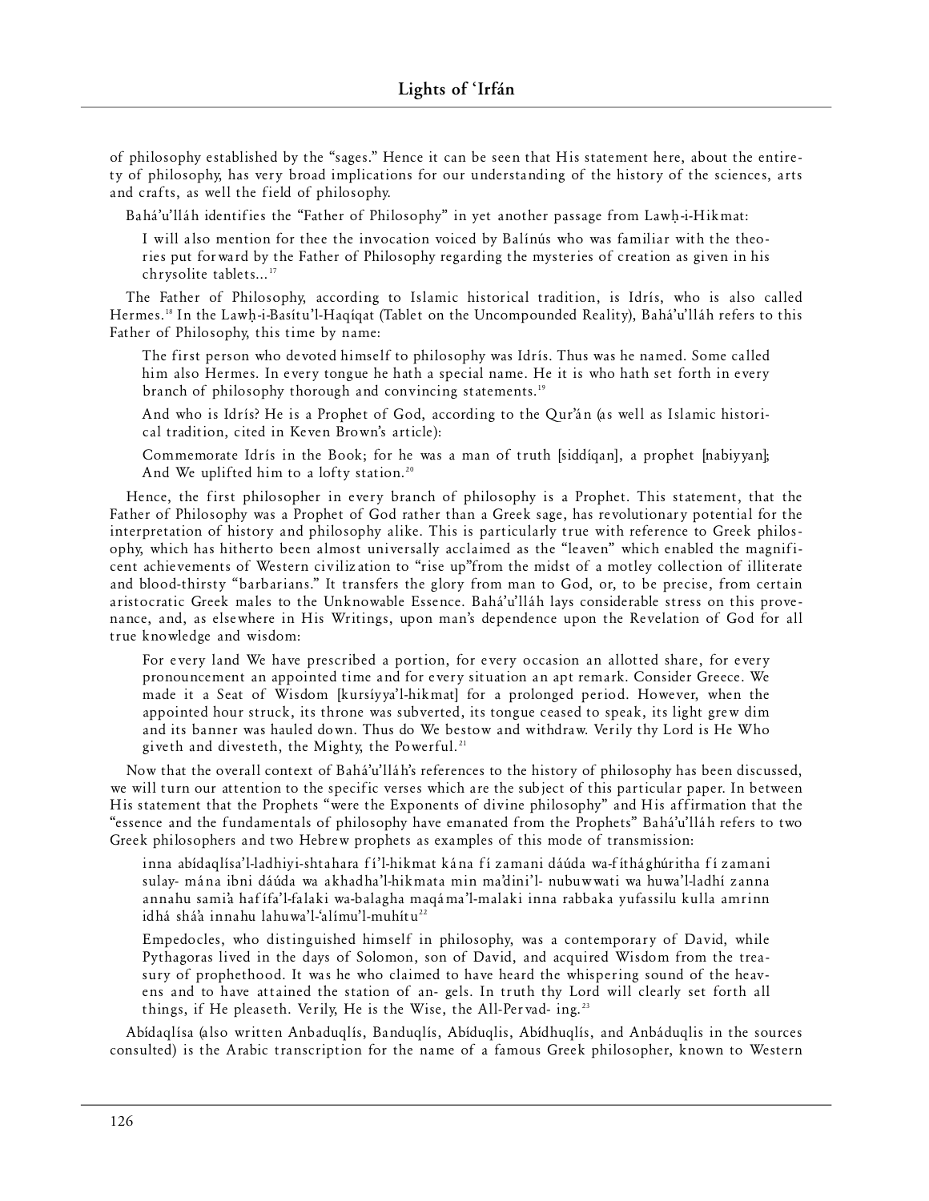of philosophy established by the "sages." Hence it can be seen that His statement here, about the entirety of philosophy, has very broad implications for our understanding of the history of the sciences, arts and crafts, as well the field of philosophy.

Bahá'u'lláh identifies the "Father of Philosophy" in yet another passage from Lawḥ-i-Hikmat:

> I will also mention for thee the invocation voiced by Balínús who was familiar with the theories put forward by the Father of Philosophy regarding the mysteries of creation as given in his chrysolite tablets...[17]

The Father of Philosophy, according to Islamic historical tradition, is Idrís, who is also called Hermes.[18] In the Lawḥ-i-Basítu'l-Haqíqat (Tablet on the Uncompounded Reality), Bahá'u'lláh refers to this Father of Philosophy, this time by name:

> The first person who devoted himself to philosophy was Idrís. Thus was he named. Some called him also Hermes. In every tongue he hath a special name. He it is who hath set forth in every branch of philosophy thorough and convincing statements.[19]

> And who is Idrís? He is a Prophet of God, according to the Qur'án (as well as Islamic historical tradition, cited in Keven Brown's article):

> Commemorate Idrís in the Book; for he was a man of truth [siddíqan], a prophet [nabiyyan]; And We uplifted him to a lofty station.[20]

Hence, the first philosopher in every branch of philosophy is a Prophet. This statement, that the Father of Philosophy was a Prophet of God rather than a Greek sage, has revolutionary potential for the interpretation of history and philosophy alike. This is particularly true with reference to Greek philosophy, which has hitherto been almost universally acclaimed as the "leaven" which enabled the magnificent achievements of Western civilization to "rise up"from the midst of a motley collection of illiterate and blood-thirsty "barbarians." It transfers the glory from man to God, or, to be precise, from certain aristocratic Greek males to the Unknowable Essence. Bahá'u'lláh lays considerable stress on this provenance, and, as elsewhere in His Writings, upon man's dependence upon the Revelation of God for all true knowledge and wisdom:

> For every land We have prescribed a portion, for every occasion an allotted share, for every pronouncement an appointed time and for every situation an apt remark. Consider Greece. We made it a Seat of Wisdom [kursíyya'l-hikmat] for a prolonged period. However, when the appointed hour struck, its throne was subverted, its tongue ceased to speak, its light grew dim and its banner was hauled down. Thus do We bestow and withdraw. Verily thy Lord is He Who giveth and divesteth, the Mighty, the Powerful.[21]

Now that the overall context of Bahá'u'lláh's references to the history of philosophy has been discussed, we will turn our attention to the specific verses which are the subject of this particular paper. In between His statement that the Prophets "were the Exponents of divine philosophy" and His affirmation that the "essence and the fundamentals of philosophy have emanated from the Prophets" Bahá'u'lláh refers to two Greek philosophers and two Hebrew prophets as examples of this mode of transmission:

> inna abídaqlísa'l-ladhiyi-shtahara fí'l-hikmat kána fí zamani dáúda wa-fíthághúritha fí zamani sulay- mána ibni dáúda wa akhadha'l-hikmata min ma'dini'l- nubuwwati wa huwa'l-ladhí zanna annahu sami'a hafífa'l-falaki wa-balagha maqáma'l-malaki inna rabbaka yufassilu kulla amrinn idhá shá'a innahu lahuwa'l-'alímu'l-muhítu[22]

> Empedocles, who distinguished himself in philosophy, was a contemporary of David, while Pythagoras lived in the days of Solomon, son of David, and acquired Wisdom from the treasury of prophethood. It was he who claimed to have heard the whispering sound of the heavens and to have attained the station of an- gels. In truth thy Lord will clearly set forth all things, if He pleaseth. Verily, He is the Wise, the All-Pervad- ing.[23]

Abídaqlísa (also written Anbaduqlís, Banduqlís, Abíduqlis, Abídhuqlís, and Anbáduqlis in the sources consulted) is the Arabic transcription for the name of a famous Greek philosopher, known to Western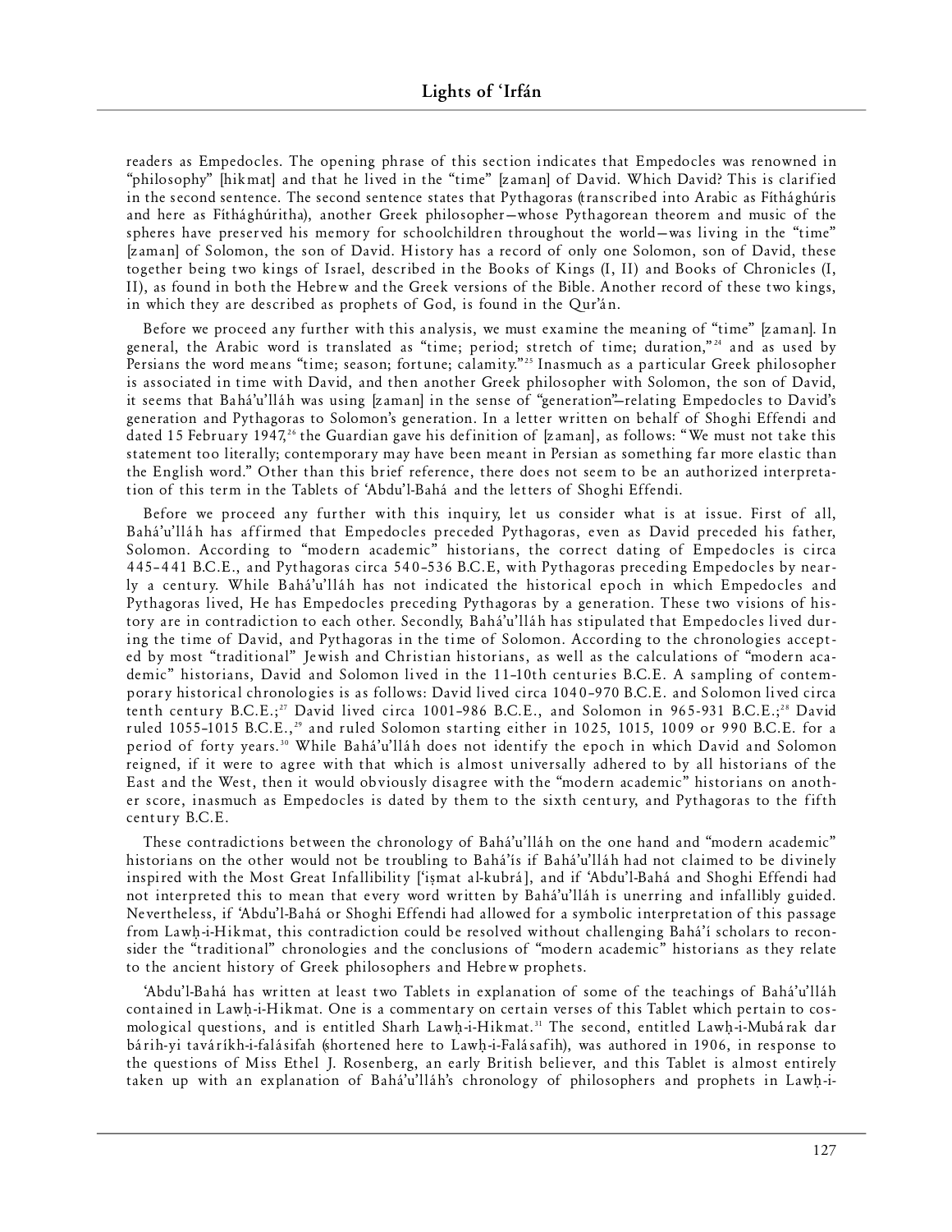readers as Empedocles. The opening phrase of this section indicates that Empedocles was renowned in "philosophy" [hikmat] and that he lived in the "time" [zaman] of David. Which David? This is clarified in the second sentence. The second sentence states that Pythagoras (transcribed into Arabic as Fíthághúris and here as Fíthághúritha), another Greek philosopher—whose Pythagorean theorem and music of the spheres have preserved his memory for schoolchildren throughout the world—was living in the "time" [zaman] of Solomon, the son of David. History has a record of only one Solomon, son of David, these together being two kings of Israel, described in the Books of Kings (I, II) and Books of Chronicles (I, II), as found in both the Hebrew and the Greek versions of the Bible. Another record of these two kings, in which they are described as prophets of God, is found in the Qur'án.

Before we proceed any further with this analysis, we must examine the meaning of "time" [zaman]. In general, the Arabic word is translated as "time; period; stretch of time; duration,"[24] and as used by Persians the word means "time; season; fortune; calamity."[25] Inasmuch as a particular Greek philosopher is associated in time with David, and then another Greek philosopher with Solomon, the son of David, it seems that Bahá'u'lláh was using [zaman] in the sense of "generation"—relating Empedocles to David's generation and Pythagoras to Solomon's generation. In a letter written on behalf of Shoghi Effendi and dated 15 February 1947,[26] the Guardian gave his definition of [zaman], as follows: "We must not take this statement too literally; contemporary may have been meant in Persian as something far more elastic than the English word." Other than this brief reference, there does not seem to be an authorized interpretation of this term in the Tablets of 'Abdu'l-Bahá and the letters of Shoghi Effendi.

Before we proceed any further with this inquiry, let us consider what is at issue. First of all, Bahá'u'lláh has affirmed that Empedocles preceded Pythagoras, even as David preceded his father, Solomon. According to "modern academic" historians, the correct dating of Empedocles is circa 445–441 B.C.E., and Pythagoras circa 540–536 B.C.E, with Pythagoras preceding Empedocles by nearly a century. While Bahá'u'lláh has not indicated the historical epoch in which Empedocles and Pythagoras lived, He has Empedocles preceding Pythagoras by a generation. These two visions of history are in contradiction to each other. Secondly, Bahá'u'lláh has stipulated that Empedocles lived during the time of David, and Pythagoras in the time of Solomon. According to the chronologies accepted by most "traditional" Jewish and Christian historians, as well as the calculations of "modern academic" historians, David and Solomon lived in the 11–10th centuries B.C.E. A sampling of contemporary historical chronologies is as follows: David lived circa 1040–970 B.C.E. and Solomon lived circa tenth century B.C.E.;[27] David lived circa 1001–986 B.C.E., and Solomon in 965-931 B.C.E.;[28] David ruled 1055–1015 B.C.E.,[29] and ruled Solomon starting either in 1025, 1015, 1009 or 990 B.C.E. for a period of forty years.[30] While Bahá'u'lláh does not identify the epoch in which David and Solomon reigned, if it were to agree with that which is almost universally adhered to by all historians of the East and the West, then it would obviously disagree with the "modern academic" historians on another score, inasmuch as Empedocles is dated by them to the sixth century, and Pythagoras to the fifth century B.C.E.

These contradictions between the chronology of Bahá'u'lláh on the one hand and "modern academic" historians on the other would not be troubling to Bahá'ís if Bahá'u'lláh had not claimed to be divinely inspired with the Most Great Infallibility ['iṣmat al-kubrá], and if 'Abdu'l-Bahá and Shoghi Effendi had not interpreted this to mean that every word written by Bahá'u'lláh is unerring and infallibly guided. Nevertheless, if 'Abdu'l-Bahá or Shoghi Effendi had allowed for a symbolic interpretation of this passage from Lawḥ-i-Hikmat, this contradiction could be resolved without challenging Bahá'í scholars to reconsider the "traditional" chronologies and the conclusions of "modern academic" historians as they relate to the ancient history of Greek philosophers and Hebrew prophets.

'Abdu'l-Bahá has written at least two Tablets in explanation of some of the teachings of Bahá'u'lláh contained in Lawḥ-i-Hikmat. One is a commentary on certain verses of this Tablet which pertain to cosmological questions, and is entitled Sharh Lawḥ-i-Hikmat.[31] The second, entitled Lawḥ-i-Mubárak dar bárih-yi taváríkh-i-falásifah (shortened here to Lawḥ-i-Falásafih), was authored in 1906, in response to the questions of Miss Ethel J. Rosenberg, an early British believer, and this Tablet is almost entirely taken up with an explanation of Bahá'u'lláh's chronology of philosophers and prophets in Lawḥ-i-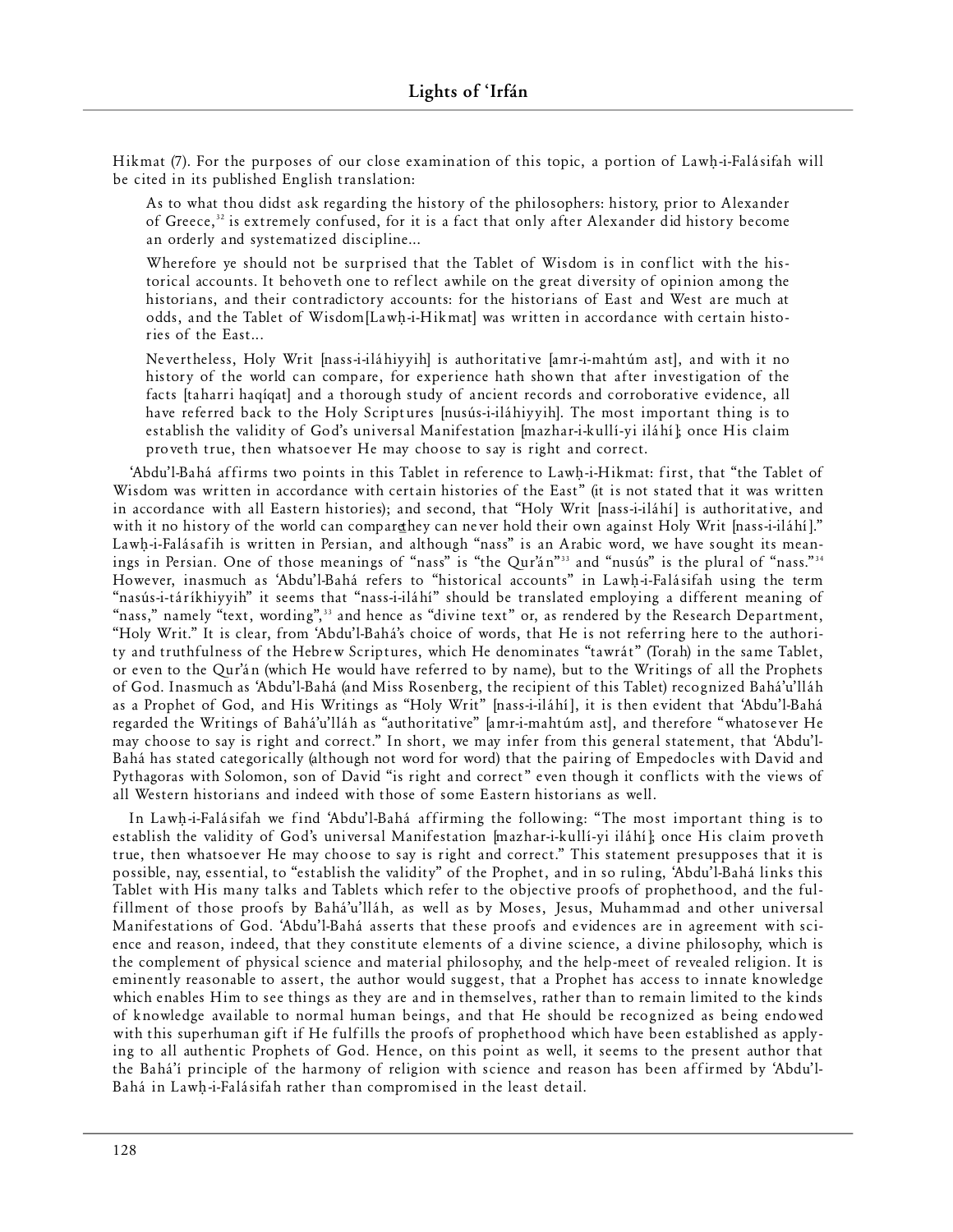Hikmat (7). For the purposes of our close examination of this topic, a portion of Lawḥ-i-Falásifah will be cited in its published English translation:

> As to what thou didst ask regarding the history of the philosophers: history, prior to Alexander of Greece,[32] is extremely confused, for it is a fact that only after Alexander did history become an orderly and systematized discipline...
>
> Wherefore ye should not be surprised that the Tablet of Wisdom is in conflict with the historical accounts. It behoveth one to reflect awhile on the great diversity of opinion among the historians, and their contradictory accounts: for the historians of East and West are much at odds, and the Tablet of Wisdom [Lawḥ-i-Hikmat] was written in accordance with certain histories of the East...
>
> Nevertheless, Holy Writ [nass-i-iláhiyyih] is authoritative [amr-i-mahtúm ast], and with it no history of the world can compare, for experience hath shown that after investigation of the facts [taharri haqíqat] and a thorough study of ancient records and corroborative evidence, all have referred back to the Holy Scriptures [nusús-i-iláhiyyih]. The most important thing is to establish the validity of God's universal Manifestation [mazhar-i-kullí-yi iláhí]; once His claim proveth true, then whatsoever He may choose to say is right and correct.

'Abdu'l-Bahá affirms two points in this Tablet in reference to Lawḥ-i-Hikmat: first, that "the Tablet of Wisdom was written in accordance with certain histories of the East" (it is not stated that it was written in accordance with all Eastern histories); and second, that "Holy Writ [nass-i-iláhí] is authoritative, and with it no history of the world can compare—they can never hold their own against Holy Writ [nass-i-iláhí]." Lawḥ-i-Falásafih is written in Persian, and although "nass" is an Arabic word, we have sought its meanings in Persian. One of those meanings of "nass" is "the Qur'án"[33] and "nusús" is the plural of "nass."[34] However, inasmuch as 'Abdu'l-Bahá refers to "historical accounts" in Lawḥ-i-Falásifah using the term "nasús-i-táríkhiyyih" it seems that "nass-i-iláhí" should be translated employing a different meaning of "nass," namely "text, wording",[33] and hence as "divine text" or, as rendered by the Research Department, "Holy Writ." It is clear, from 'Abdu'l-Bahá's choice of words, that He is not referring here to the authority and truthfulness of the Hebrew Scriptures, which He denominates "tawrát" (Torah) in the same Tablet, or even to the Qur'án (which He would have referred to by name), but to the Writings of all the Prophets of God. Inasmuch as 'Abdu'l-Bahá (and Miss Rosenberg, the recipient of this Tablet) recognized Bahá'u'lláh as a Prophet of God, and His Writings as "Holy Writ" [nass-i-iláhí], it is then evident that 'Abdu'l-Bahá regarded the Writings of Bahá'u'lláh as "authoritative" [amr-i-mahtúm ast], and therefore "whatsoever He may choose to say is right and correct." In short, we may infer from this general statement, that 'Abdu'l-Bahá has stated categorically (although not word for word) that the pairing of Empedocles with David and Pythagoras with Solomon, son of David "is right and correct" even though it conflicts with the views of all Western historians and indeed with those of some Eastern historians as well.

In Lawḥ-i-Falásifah we find 'Abdu'l-Bahá affirming the following: "The most important thing is to establish the validity of God's universal Manifestation [mazhar-i-kullí-yi iláhí]; once His claim proveth true, then whatsoever He may choose to say is right and correct." This statement presupposes that it is possible, nay, essential, to "establish the validity" of the Prophet, and in so ruling, 'Abdu'l-Bahá links this Tablet with His many talks and Tablets which refer to the objective proofs of prophethood, and the fulfillment of those proofs by Bahá'u'lláh, as well as by Moses, Jesus, Muhammad and other universal Manifestations of God. 'Abdu'l-Bahá asserts that these proofs and evidences are in agreement with science and reason, indeed, that they constitute elements of a divine science, a divine philosophy, which is the complement of physical science and material philosophy, and the help-meet of revealed religion. It is eminently reasonable to assert, the author would suggest, that a Prophet has access to innate knowledge which enables Him to see things as they are and in themselves, rather than to remain limited to the kinds of knowledge available to normal human beings, and that He should be recognized as being endowed with this superhuman gift if He fulfills the proofs of prophethood which have been established as applying to all authentic Prophets of God. Hence, on this point as well, it seems to the present author that the Bahá'í principle of the harmony of religion with science and reason has been affirmed by 'Abdu'l-Bahá in Lawḥ-i-Falásifah rather than compromised in the least detail.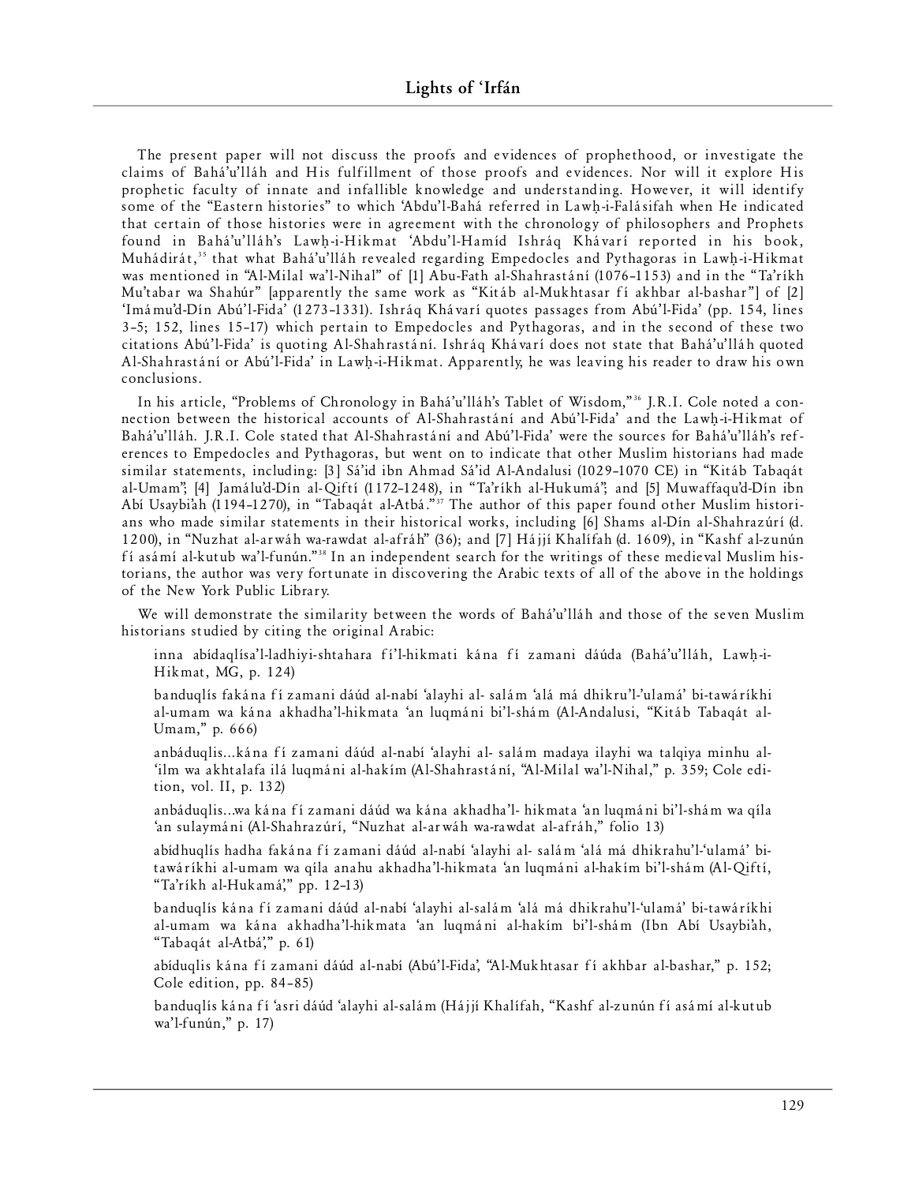The present paper will not discuss the proofs and evidences of prophethood, or investigate the claims of Bahá'u'lláh and His fulfillment of those proofs and evidences. Nor will it explore His prophetic faculty of innate and infallible knowledge and understanding. However, it will identify some of the "Eastern histories" to which 'Abdu'l-Bahá referred in Lawḥ-i-Falásifah when He indicated that certain of those histories were in agreement with the chronology of philosophers and Prophets found in Bahá'u'lláh's Lawḥ-i-Hikmat 'Abdu'l-Hamíd Ishráq Khávarí reported in his book, Muhádirát,[35] that what Bahá'u'lláh revealed regarding Empedocles and Pythagoras in Lawḥ-i-Hikmat was mentioned in "Al-Milal wa'l-Nihal" of [1] Abu-Fath al-Shahrastání (1076–1153) and in the "Ta'ríkh Mu'tabar wa Shahúr" [apparently the same work as "Kitáb al-Mukhtasar fí akhbar al-bashar"] of [2] 'Imámu'd-Dín Abú'l-Fida' (1273–1331). Ishráq Khávarí quotes passages from Abú'l-Fida' (pp. 154, lines 3–5; 152, lines 15–17) which pertain to Empedocles and Pythagoras, and in the second of these two citations Abú'l-Fida' is quoting Al-Shahrastání. Ishráq Khávarí does not state that Bahá'u'lláh quoted Al-Shahrastání or Abú'l-Fida' in Lawḥ-i-Hikmat. Apparently, he was leaving his reader to draw his own conclusions.

In his article, "Problems of Chronology in Bahá'u'lláh's Tablet of Wisdom,"[36] J.R.I. Cole noted a connection between the historical accounts of Al-Shahrastání and Abú'l-Fida' and the Lawḥ-i-Hikmat of Bahá'u'lláh. J.R.I. Cole stated that Al-Shahrastání and Abú'l-Fida' were the sources for Bahá'u'lláh's references to Empedocles and Pythagoras, but went on to indicate that other Muslim historians had made similar statements, including: [3] Sá'id ibn Ahmad Sá'id Al-Andalusi (1029–1070 CE) in "Kitáb Tabaqát al-Umam"; [4] Jamálu'd-Dín al-Qiftí (1172–1248), in "Ta'ríkh al-Hukumá"; and [5] Muwaffaqu'd-Dín ibn Abí Usaybi'ah (1194–1270), in "Tabaqát al-Atbá."[37] The author of this paper found other Muslim historians who made similar statements in their historical works, including [6] Shams al-Dín al-Shahrazúrí (d. 1200), in "Nuzhat al-arwáh wa-rawdat al-afráh" (36); and [7] Hájjí Khalífah (d. 1609), in "Kashf al-zunún fí asámí al-kutub wa'l-funún."[38] In an independent search for the writings of these medieval Muslim historians, the author was very fortunate in discovering the Arabic texts of all of the above in the holdings of the New York Public Library.

We will demonstrate the similarity between the words of Bahá'u'lláh and those of the seven Muslim historians studied by citing the original Arabic:

> inna abídaqlísa'l-ladhiyi-shtahara fí'l-hikmati kána fí zamani dáúda (Bahá'u'lláh, Lawḥ-i-Hikmat, MG, p. 124)
>
> banduqlís fakána fí zamani dáúd al-nabí 'alayhi al- salám 'alá má dhikru'l-'ulamá' bi-tawáríkhi al-umam wa kána akhadha'l-hikmata 'an luqmáni bi'l-shám (Al-Andalusi, "Kitáb Tabaqát al-Umam," p. 666)
>
> anbáduqlis...kána fí zamani dáúd al-nabí 'alayhi al- salám madaya ilayhi wa talqiya minhu al-'ilm wa akhtalafa ilá luqmáni al-hakím (Al-Shahrastání, "Al-Milal wa'l-Nihal," p. 359; Cole edition, vol. II, p. 132)
>
> anbáduqlis...wa kána fí zamani dáúd wa kána akhadha'l- hikmata 'an luqmáni bi'l-shám wa qíla 'an sulaymáni (Al-Shahrazúrí, "Nuzhat al-arwáh wa-rawdat al-afráh," folio 13)
>
> abídhuqlís hadha fakána fí zamani dáúd al-nabí 'alayhi al- salám 'alá má dhikrahu'l-'ulamá' bi-tawáríkhi al-umam wa qíla anahu akhadha'l-hikmata 'an luqmáni al-hakím bi'l-shám (Al-Qiftí, "Ta'ríkh al-Hukamá'," pp. 12–13)
>
> banduqlís kána fí zamani dáúd al-nabí 'alayhi al-salám 'alá má dhikrahu'l-'ulamá' bi-tawáríkhi al-umam wa kána akhadha'l-hikmata 'an luqmáni al-hakím bi'l-shám (Ibn Abí Usaybi'ah, "Tabaqát al-Atbá'," p. 61)
>
> abíduqlis kána fí zamani dáúd al-nabí (Abú'l-Fida', "Al-Mukhtasar fí akhbar al-bashar," p. 152; Cole edition, pp. 84–85)
>
> banduqlís kána fí 'asri dáúd 'alayhi al-salám (Hájjí Khalífah, "Kashf al-zunún fí asámí al-kutub wa'l-funún," p. 17)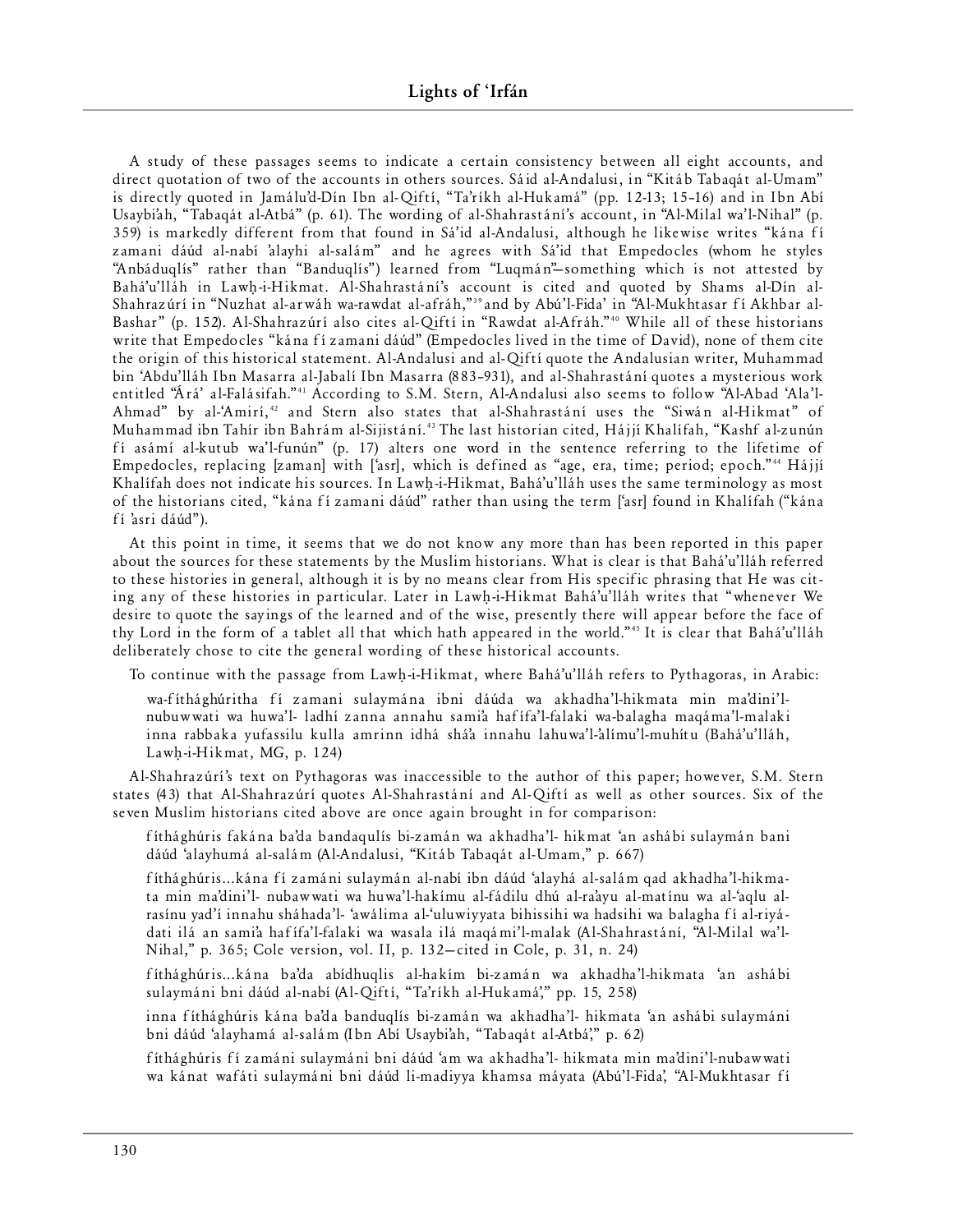A study of these passages seems to indicate a certain consistency between all eight accounts, and direct quotation of two of the accounts in others sources. Sáid al-Andalusi, in "Kitáb Tabaqát al-Umam" is directly quoted in Jamálu'd-Dín Ibn al-Qiftí, "Ta'ríkh al-Hukamá" (pp. 12-13; 15–16) and in Ibn Abí Usaybi'ah, "Tabaqát al-Atbá" (p. 61). The wording of al-Shahrastání's account, in "Al-Milal wa'l-Nihal" (p. 359) is markedly different from that found in Sá'id al-Andalusi, although he likewise writes "kána fí zamani dáúd al-nabí 'alayhi al-salám" and he agrees with Sá'id that Empedocles (whom he styles "Anbáduqlís" rather than "Banduqlís") learned from "Luqmán"—something which is not attested by Bahá'u'lláh in Lawḥ-i-Hikmat. Al-Shahrastání's account is cited and quoted by Shams al-Dín al-Shahrazúrí in "Nuzhat al-arwáh wa-rawdat al-afráh,"[39] and by Abú'l-Fida' in "Al-Mukhtasar fí Akhbar al-Bashar" (p. 152). Al-Shahrazúrí also cites al-Qiftí in "Rawdat al-Afráh."[40] While all of these historians write that Empedocles "kána fí zamani dáúd" (Empedocles lived in the time of David), none of them cite the origin of this historical statement. Al-Andalusi and al-Qiftí quote the Andalusian writer, Muhammad bin 'Abdu'lláh Ibn Masarra al-Jabalí Ibn Masarra (883–931), and al-Shahrastání quotes a mysterious work entitled "Ára' al-Falásifah."[41] According to S.M. Stern, Al-Andalusi also seems to follow "Al-Abad 'Ala'l-Ahmad" by al-'Amirí,[42] and Stern also states that al-Shahrastání uses the "Siwán al-Hikmat" of Muhammad ibn Tahír ibn Bahrám al-Sijistání.[43] The last historian cited, Hájjí Khalífah, "Kashf al-zunún fí asámí al-kutub wa'l-funún" (p. 17) alters one word in the sentence referring to the lifetime of Empedocles, replacing [zaman] with ['asr], which is defined as "age, era, time; period; epoch."[44] Hájjí Khalífah does not indicate his sources. In Lawḥ-i-Hikmat, Bahá'u'lláh uses the same terminology as most of the historians cited, "kána fí zamani dáúd" rather than using the term ['asr] found in Khalífah ("kána fí 'asri dáúd").

At this point in time, it seems that we do not know any more than has been reported in this paper about the sources for these statements by the Muslim historians. What is clear is that Bahá'u'lláh referred to these histories in general, although it is by no means clear from His specific phrasing that He was citing any of these histories in particular. Later in Lawḥ-i-Hikmat Bahá'u'lláh writes that "whenever We desire to quote the sayings of the learned and of the wise, presently there will appear before the face of thy Lord in the form of a tablet all that which hath appeared in the world."[45] It is clear that Bahá'u'lláh deliberately chose to cite the general wording of these historical accounts.

To continue with the passage from Lawḥ-i-Hikmat, where Bahá'u'lláh refers to Pythagoras, in Arabic:

> wa-fíthághúritha fí zamani sulaymána ibni dáúda wa akhadha'l-hikmata min ma'dini'l-nubuwwati wa huwa'l- ladhí zanna annahu sami'a hafífa'l-falaki wa-balagha maqáma'l-malaki inna rabbaka yufassilu kulla amrinn idhá sháa innahu lahuwa'l-'alímu'l-muhítu (Bahá'u'lláh, Lawḥ-i-Hikmat, MG, p. 124)

Al-Shahrazúrí's text on Pythagoras was inaccessible to the author of this paper; however, S.M. Stern states (43) that Al-Shahrazúrí quotes Al-Shahrastání and Al-Qiftí as well as other sources. Six of the seven Muslim historians cited above are once again brought in for comparison:

> fíthághúris fakána ba'da bandaqulís bi-zamán wa akhadha'l- hikmat 'an ashábi sulaymán bani dáúd 'alayhumá al-salám (Al-Andalusi, "Kitáb Tabaqát al-Umam," p. 667)

> fíthághúris...kána fí zamáni sulaymán al-nabí ibn dáúd 'alayhá al-salám qad akhadha'l-hikmata min ma'dini'l- nubawwati wa huwa'l-hakímu al-fádilu dhú al-ra'ayu al-matínu wa al-'aqlu al-rasínu yad'í innahu sháhada'l- 'awálima al-'uluwiyyata bihissihi wa hadsihi wa balagha fí al-riyádati ilá an sami'a hafífa'l-falaki wa wasala ilá maqámi'l-malak (Al-Shahrastání, "Al-Milal wa'l-Nihal," p. 365; Cole version, vol. II, p. 132—cited in Cole, p. 31, n. 24)

> fíthághúris...kána ba'da abídhuqlis al-hakím bi-zamán wa akhadha'l-hikmata 'an ashábi sulaymáni bni dáúd al-nabí (Al-Qiftí, "Ta'ríkh al-Hukamá," pp. 15, 258)

> inna fíthághúris kána ba'da banduqlís bi-zamán wa akhadha'l- hikmata 'an ashábi sulaymáni bni dáúd 'alayhamá al-salám (Ibn Abí Usaybi'ah, "Tabaqát al-Atbá," p. 62)

> fíthághúris fí zamáni sulaymáni bni dáúd 'am wa akhadha'l- hikmata min ma'dini'l-nubawwati wa kánat wafáti sulaymáni bni dáúd li-madiyya khamsa máyata (Abú'l-Fida', "Al-Mukhtasar fí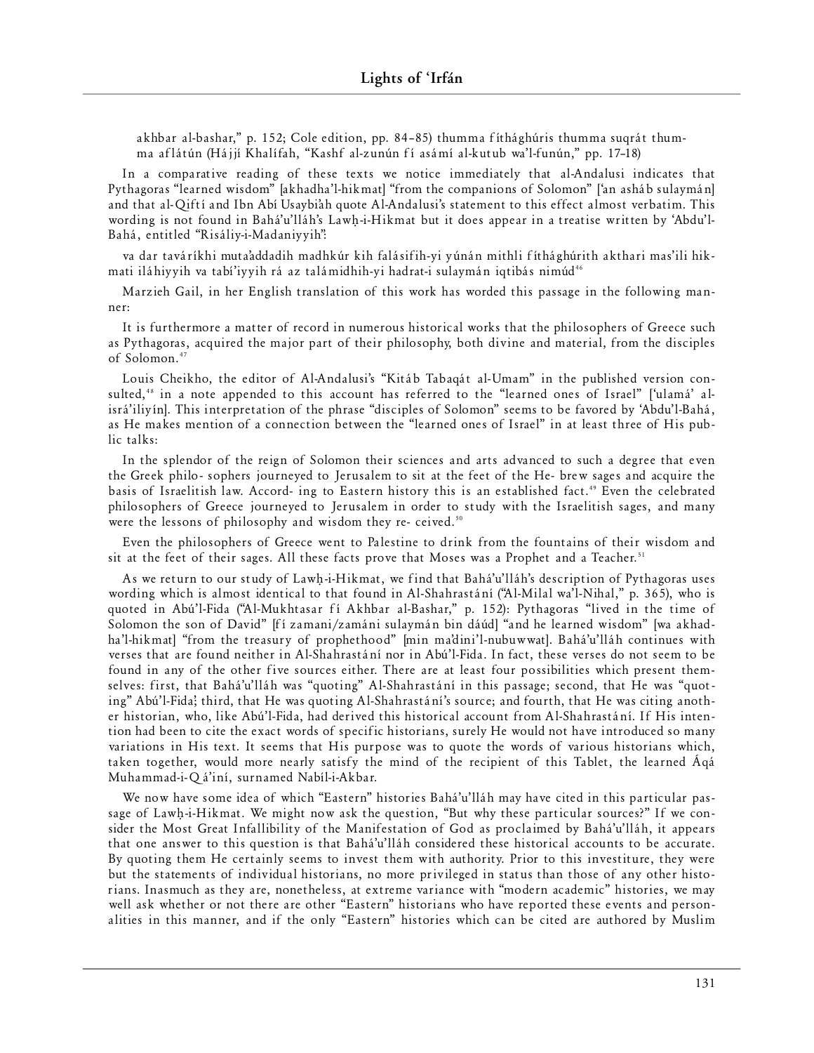akhbar al-bashar," p. 152; Cole edition, pp. 84–85) thumma fíthághúris thumma suqrát thumma aflátún (Hájjí Khalífah, "Kashf al-zunún fí asámí al-kutub wa'l-funún," pp. 17–18)

In a comparative reading of these texts we notice immediately that al-Andalusi indicates that Pythagoras "learned wisdom" [akhadha'l-hikmat] "from the companions of Solomon" ['an asháb sulaymán] and that al-Qiftí and Ibn Abí Usaybi'ah quote Al-Andalusi's statement to this effect almost verbatim. This wording is not found in Bahá'u'lláh's Lawḥ-i-Hikmat but it does appear in a treatise written by 'Abdu'l-Bahá, entitled "Risáliy-i-Madaniyyih":

va dar taváríkhi muta'addadih madhkúr kih falásifih-yi yúnán mithli fíthághúrith akthari mas'ili hikmati iláhiyyih va tabí'iyyih rá az talámidhih-yi hadrat-i sulaymán iqtibás nimúd[46]

Marzieh Gail, in her English translation of this work has worded this passage in the following manner:

It is furthermore a matter of record in numerous historical works that the philosophers of Greece such as Pythagoras, acquired the major part of their philosophy, both divine and material, from the disciples of Solomon.[47]

Louis Cheikho, the editor of Al-Andalusi's "Kitáb Tabaqát al-Umam" in the published version consulted,[48] in a note appended to this account has referred to the "learned ones of Israel" ['ulamá' al-isrá'iliyín]. This interpretation of the phrase "disciples of Solomon" seems to be favored by 'Abdu'l-Bahá, as He makes mention of a connection between the "learned ones of Israel" in at least three of His public talks:

In the splendor of the reign of Solomon their sciences and arts advanced to such a degree that even the Greek philo- sophers journeyed to Jerusalem to sit at the feet of the He- brew sages and acquire the basis of Israelitish law. Accord- ing to Eastern history this is an established fact.[49] Even the celebrated philosophers of Greece journeyed to Jerusalem in order to study with the Israelitish sages, and many were the lessons of philosophy and wisdom they re- ceived.[50]

Even the philosophers of Greece went to Palestine to drink from the fountains of their wisdom and sit at the feet of their sages. All these facts prove that Moses was a Prophet and a Teacher.[51]

As we return to our study of Lawḥ-i-Hikmat, we find that Bahá'u'lláh's description of Pythagoras uses wording which is almost identical to that found in Al-Shahrastání ("Al-Milal wa'l-Nihal," p. 365), who is quoted in Abú'l-Fida ("Al-Mukhtasar fí Akhbar al-Bashar," p. 152): Pythagoras "lived in the time of Solomon the son of David" [fí zamani/zamáni sulaymán bin dáúd] "and he learned wisdom" [wa akhadha'l-hikmat] "from the treasury of prophethood" [min ma'dini'l-nubuwwat]. Bahá'u'lláh continues with verses that are found neither in Al-Shahrastání nor in Abú'l-Fida. In fact, these verses do not seem to be found in any of the other five sources either. There are at least four possibilities which present themselves: first, that Bahá'u'lláh was "quoting" Al-Shahrastání in this passage; second, that He was "quoting" Abú'l-Fida'; third, that He was quoting Al-Shahrastání's source; and fourth, that He was citing another historian, who, like Abú'l-Fida, had derived this historical account from Al-Shahrastání. If His intention had been to cite the exact words of specific historians, surely He would not have introduced so many variations in His text. It seems that His purpose was to quote the words of various historians which, taken together, would more nearly satisfy the mind of the recipient of this Tablet, the learned Áqá Muhammad-i-Qá'iní, surnamed Nabíl-i-Akbar.

We now have some idea of which "Eastern" histories Bahá'u'lláh may have cited in this particular passage of Lawḥ-i-Hikmat. We might now ask the question, "But why these particular sources?" If we consider the Most Great Infallibility of the Manifestation of God as proclaimed by Bahá'u'lláh, it appears that one answer to this question is that Bahá'u'lláh considered these historical accounts to be accurate. By quoting them He certainly seems to invest them with authority. Prior to this investiture, they were but the statements of individual historians, no more privileged in status than those of any other historians. Inasmuch as they are, nonetheless, at extreme variance with "modern academic" histories, we may well ask whether or not there are other "Eastern" historians who have reported these events and personalities in this manner, and if the only "Eastern" histories which can be cited are authored by Muslim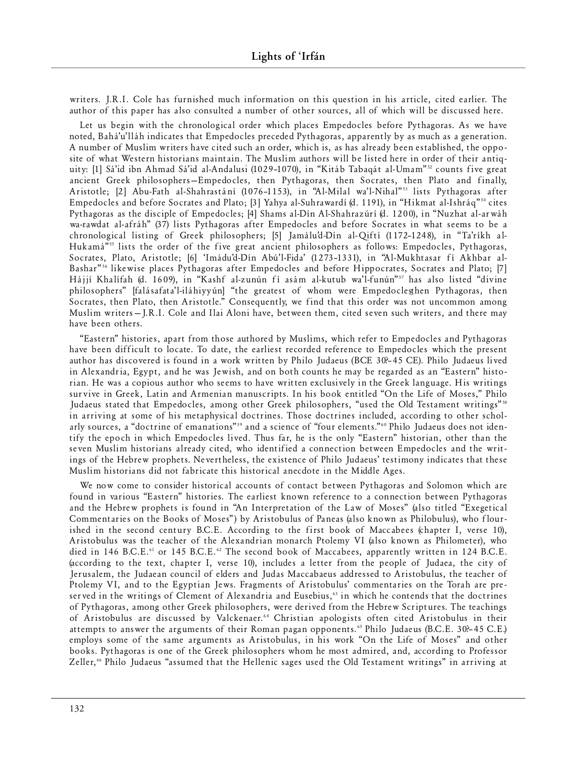writers. J.R.I. Cole has furnished much information on this question in his article, cited earlier. The author of this paper has also consulted a number of other sources, all of which will be discussed here.

Let us begin with the chronological order which places Empedocles before Pythagoras. As we have noted, Bahá'u'lláh indicates that Empedocles preceded Pythagoras, apparently by as much as a generation. A number of Muslim writers have cited such an order, which is, as has already been established, the opposite of what Western historians maintain. The Muslim authors will be listed here in order of their antiquity: [1] Sá'id ibn Ahmad Sá'id al-Andalusi (1029–1070), in "Kitáb Tabaqát al-Umam"[52] counts five great ancient Greek philosophers—Empedocles, then Pythagoras, then Socrates, then Plato and finally, Aristotle; [2] Abu-Fath al-Shahrastání (1076–1153), in "Al-Milal wa'l-Nihal"[53] lists Pythagoras after Empedocles and before Socrates and Plato; [3] Yahya al-Suhrawardí (d. 1191), in "Hikmat al-Ishráq"[54] cites Pythagoras as the disciple of Empedocles; [4] Shams al-Dín Al-Shahrazúrí (d. 1200), in "Nuzhat al-arwáh wa-rawdat al-afráh" (37) lists Pythagoras after Empedocles and before Socrates in what seems to be a chronological listing of Greek philosophers; [5] Jamálu'd-Dín al-Qiftí (1172–1248), in "Ta'ríkh al-Hukamá"[55] lists the order of the five great ancient philosophers as follows: Empedocles, Pythagoras, Socrates, Plato, Aristotle; [6] 'Imádu'd-Dín Abú'l-Fida' (1273–1331), in "Al-Mukhtasar fí Akhbar al-Bashar"[56] likewise places Pythagoras after Empedocles and before Hippocrates, Socrates and Plato; [7] Hájjí Khalífah (d. 1609), in "Kashf al-zunún fí asám al-kutub wa'l-funún"[57] has also listed "divine philosophers" [falásafata'l-iláhiyyún] "the greatest of whom were Empedocles, then Pythagoras, then Socrates, then Plato, then Aristotle." Consequently, we find that this order was not uncommon among Muslim writers—J.R.I. Cole and Ilai Aloni have, between them, cited seven such writers, and there may have been others.

"Eastern" histories, apart from those authored by Muslims, which refer to Empedocles and Pythagoras have been difficult to locate. To date, the earliest recorded reference to Empedocles which the present author has discovered is found in a work written by Philo Judaeus (BCE 30?–45 CE). Philo Judaeus lived in Alexandria, Egypt, and he was Jewish, and on both counts he may be regarded as an "Eastern" historian. He was a copious author who seems to have written exclusively in the Greek language. His writings survive in Greek, Latin and Armenian manuscripts. In his book entitled "On the Life of Moses," Philo Judaeus stated that Empedocles, among other Greek philosophers, "used the Old Testament writings"[58] in arriving at some of his metaphysical doctrines. Those doctrines included, according to other scholarly sources, a "doctrine of emanations"[59] and a science of "four elements."[60] Philo Judaeus does not identify the epoch in which Empedocles lived. Thus far, he is the only "Eastern" historian, other than the seven Muslim historians already cited, who identified a connection between Empedocles and the writings of the Hebrew prophets. Nevertheless, the existence of Philo Judaeus' testimony indicates that these Muslim historians did not fabricate this historical anecdote in the Middle Ages.

We now come to consider historical accounts of contact between Pythagoras and Solomon which are found in various "Eastern" histories. The earliest known reference to a connection between Pythagoras and the Hebrew prophets is found in "An Interpretation of the Law of Moses" (also titled "Exegetical Commentaries on the Books of Moses") by Aristobulus of Paneas (also known as Philobulus), who flourished in the second century B.C.E. According to the first book of Maccabees (chapter I, verse 10), Aristobulus was the teacher of the Alexandrian monarch Ptolemy VI (also known as Philometer), who died in 146 B.C.E.[61] or 145 B.C.E.[62] The second book of Maccabees, apparently written in 124 B.C.E. (according to the text, chapter I, verse 10), includes a letter from the people of Judaea, the city of Jerusalem, the Judaean council of elders and Judas Maccabaeus addressed to Aristobulus, the teacher of Ptolemy VI, and to the Egyptian Jews. Fragments of Aristobulus' commentaries on the Torah are preserved in the writings of Clement of Alexandria and Eusebius,[63] in which he contends that the doctrines of Pythagoras, among other Greek philosophers, were derived from the Hebrew Scriptures. The teachings of Aristobulus are discussed by Valckenaer.[64] Christian apologists often cited Aristobulus in their attempts to answer the arguments of their Roman pagan opponents.[65] Philo Judaeus (B.C.E. 30?–45 C.E.) employs some of the same arguments as Aristobulus, in his work "On the Life of Moses" and other books. Pythagoras is one of the Greek philosophers whom he most admired, and, according to Professor Zeller,[66] Philo Judaeus "assumed that the Hellenic sages used the Old Testament writings" in arriving at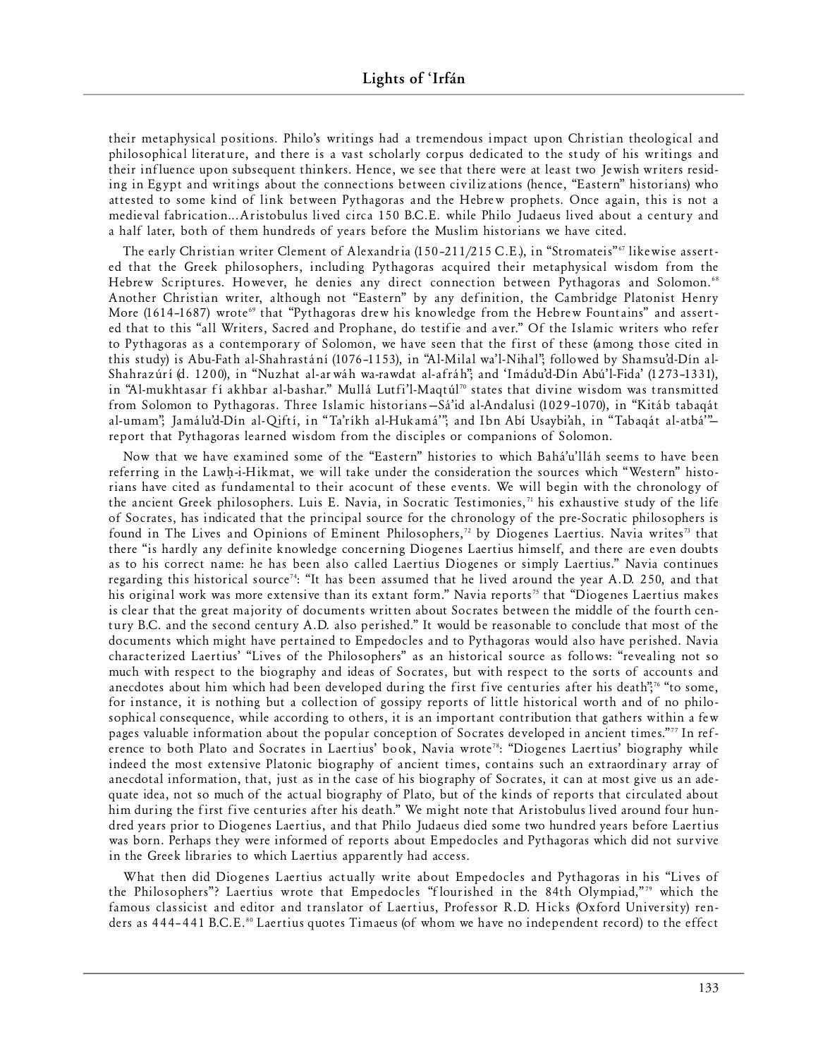their metaphysical positions. Philo's writings had a tremendous impact upon Christian theological and philosophical literature, and there is a vast scholarly corpus dedicated to the study of his writings and their influence upon subsequent thinkers. Hence, we see that there were at least two Jewish writers residing in Egypt and writings about the connections between civilizations (hence, "Eastern" historians) who attested to some kind of link between Pythagoras and the Hebrew prophets. Once again, this is not a medieval fabrication...Aristobulus lived circa 150 B.C.E. while Philo Judaeus lived about a century and a half later, both of them hundreds of years before the Muslim historians we have cited.

The early Christian writer Clement of Alexandria (150–211/215 C.E.), in "Stromateis"[67] likewise asserted that the Greek philosophers, including Pythagoras acquired their metaphysical wisdom from the Hebrew Scriptures. However, he denies any direct connection between Pythagoras and Solomon.[68] Another Christian writer, although not "Eastern" by any definition, the Cambridge Platonist Henry More (1614–1687) wrote[69] that "Pythagoras drew his knowledge from the Hebrew Fountains" and asserted that to this "all Writers, Sacred and Prophane, do testifie and aver." Of the Islamic writers who refer to Pythagoras as a contemporary of Solomon, we have seen that the first of these (among those cited in this study) is Abu-Fath al-Shahrastání (1076–1153), in "Al-Milal wa'l-Nihal"; followed by Shamsu'd-Dín al-Shahrazúrí (d. 1200), in "Nuzhat al-arwáh wa-rawdat al-afráh"; and 'Imádu'd-Dín Abú'l-Fida' (1273–1331), in "Al-mukhtasar fí akhbar al-bashar." Mullá Lutfi'l-Maqtúl[70] states that divine wisdom was transmitted from Solomon to Pythagoras. Three Islamic historians—Sá'id al-Andalusi (1029–1070), in "Kitáb tabaqát al-umam"; Jamálu'd-Dín al-Qiftí, in "Ta'ríkh al-Hukamá'"; and Ibn Abí Usaybi'ah, in "Tabaqát al-atbá'"—report that Pythagoras learned wisdom from the disciples or companions of Solomon.

Now that we have examined some of the "Eastern" histories to which Bahá'u'lláh seems to have been referring in the Lawḥ-i-Hikmat, we will take under the consideration the sources which "Western" historians have cited as fundamental to their acocunt of these events. We will begin with the chronology of the ancient Greek philosophers. Luis E. Navia, in Socratic Testimonies,[71] his exhaustive study of the life of Socrates, has indicated that the principal source for the chronology of the pre-Socratic philosophers is found in The Lives and Opinions of Eminent Philosophers,[72] by Diogenes Laertius. Navia writes[73] that there "is hardly any definite knowledge concerning Diogenes Laertius himself, and there are even doubts as to his correct name: he has been also called Laertius Diogenes or simply Laertius." Navia continues regarding this historical source[74]: "It has been assumed that he lived around the year A.D. 250, and that his original work was more extensive than its extant form." Navia reports[75] that "Diogenes Laertius makes is clear that the great majority of documents written about Socrates between the middle of the fourth century B.C. and the second century A.D. also perished." It would be reasonable to conclude that most of the documents which might have pertained to Empedocles and to Pythagoras would also have perished. Navia characterized Laertius' "Lives of the Philosophers" as an historical source as follows: "revealing not so much with respect to the biography and ideas of Socrates, but with respect to the sorts of accounts and anecdotes about him which had been developed during the first five centuries after his death";[76] "to some, for instance, it is nothing but a collection of gossipy reports of little historical worth and of no philosophical consequence, while according to others, it is an important contribution that gathers within a few pages valuable information about the popular conception of Socrates developed in ancient times."[77] In reference to both Plato and Socrates in Laertius' book, Navia wrote[78]: "Diogenes Laertius' biography while indeed the most extensive Platonic biography of ancient times, contains such an extraordinary array of anecdotal information, that, just as in the case of his biography of Socrates, it can at most give us an adequate idea, not so much of the actual biography of Plato, but of the kinds of reports that circulated about him during the first five centuries after his death." We might note that Aristobulus lived around four hundred years prior to Diogenes Laertius, and that Philo Judaeus died some two hundred years before Laertius was born. Perhaps they were informed of reports about Empedocles and Pythagoras which did not survive in the Greek libraries to which Laertius apparently had access.

What then did Diogenes Laertius actually write about Empedocles and Pythagoras in his "Lives of the Philosophers"? Laertius wrote that Empedocles "flourished in the 84th Olympiad,"[79] which the famous classicist and editor and translator of Laertius, Professor R.D. Hicks (Oxford University) renders as 444–441 B.C.E.[80] Laertius quotes Timaeus (of whom we have no independent record) to the effect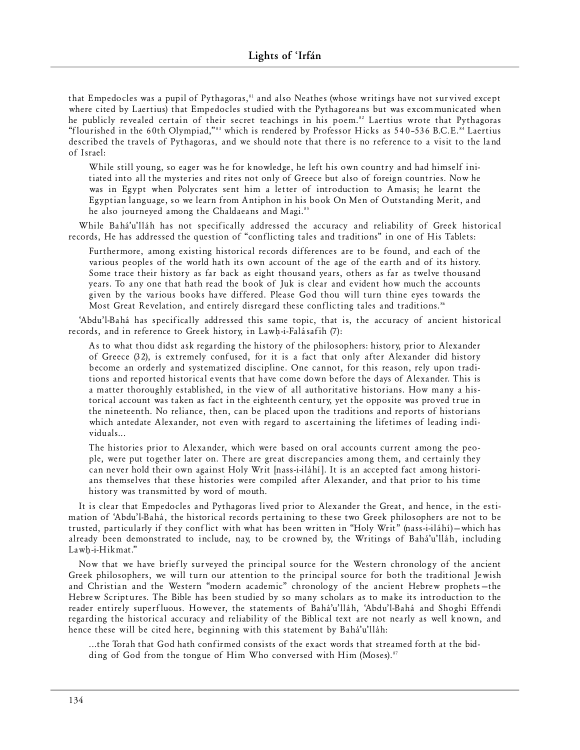that Empedocles was a pupil of Pythagoras,[81] and also Neathes (whose writings have not survived except where cited by Laertius) that Empedocles studied with the Pythagoreans but was excommunicated when he publicly revealed certain of their secret teachings in his poem.[82] Laertius wrote that Pythagoras "flourished in the 60th Olympiad,"[83] which is rendered by Professor Hicks as 540–536 B.C.E.[84] Laertius described the travels of Pythagoras, and we should note that there is no reference to a visit to the land of Israel:

> While still young, so eager was he for knowledge, he left his own country and had himself initiated into all the mysteries and rites not only of Greece but also of foreign countries. Now he was in Egypt when Polycrates sent him a letter of introduction to Amasis; he learnt the Egyptian language, so we learn from Antiphon in his book On Men of Outstanding Merit, and he also journeyed among the Chaldaeans and Magi.[85]

While Bahá'u'lláh has not specifically addressed the accuracy and reliability of Greek historical records, He has addressed the question of "conflicting tales and traditions" in one of His Tablets:

> Furthermore, among existing historical records differences are to be found, and each of the various peoples of the world hath its own account of the age of the earth and of its history. Some trace their history as far back as eight thousand years, others as far as twelve thousand years. To any one that hath read the book of Juk is clear and evident how much the accounts given by the various books have differed. Please God thou will turn thine eyes towards the Most Great Revelation, and entirely disregard these conflicting tales and traditions.[86]

'Abdu'l-Bahá has specifically addressed this same topic, that is, the accuracy of ancient historical records, and in reference to Greek history, in Lawḥ-i-Falásafih (7):

> As to what thou didst ask regarding the history of the philosophers: history, prior to Alexander of Greece (32), is extremely confused, for it is a fact that only after Alexander did history become an orderly and systematized discipline. One cannot, for this reason, rely upon traditions and reported historical events that have come down before the days of Alexander. This is a matter thoroughly established, in the view of all authoritative historians. How many a historical account was taken as fact in the eighteenth century, yet the opposite was proved true in the nineteenth. No reliance, then, can be placed upon the traditions and reports of historians which antedate Alexander, not even with regard to ascertaining the lifetimes of leading individuals...
>
> The histories prior to Alexander, which were based on oral accounts current among the people, were put together later on. There are great discrepancies among them, and certainly they can never hold their own against Holy Writ [nass-i-iláhí]. It is an accepted fact among historians themselves that these histories were compiled after Alexander, and that prior to his time history was transmitted by word of mouth.

It is clear that Empedocles and Pythagoras lived prior to Alexander the Great, and hence, in the estimation of 'Abdu'l-Bahá, the historical records pertaining to these two Greek philosophers are not to be trusted, particularly if they conflict with what has been written in "Holy Writ" (nass-i-iláhí)—which has already been demonstrated to include, nay, to be crowned by, the Writings of Bahá'u'lláh, including Lawḥ-i-Hikmat."

Now that we have briefly surveyed the principal source for the Western chronology of the ancient Greek philosophers, we will turn our attention to the principal source for both the traditional Jewish and Christian and the Western "modern academic" chronology of the ancient Hebrew prophets—the Hebrew Scriptures. The Bible has been studied by so many scholars as to make its introduction to the reader entirely superfluous. However, the statements of Bahá'u'lláh, 'Abdu'l-Bahá and Shoghi Effendi regarding the historical accuracy and reliability of the Biblical text are not nearly as well known, and hence these will be cited here, beginning with this statement by Bahá'u'lláh:

> ...the Torah that God hath confirmed consists of the exact words that streamed forth at the bidding of God from the tongue of Him Who conversed with Him (Moses).[87]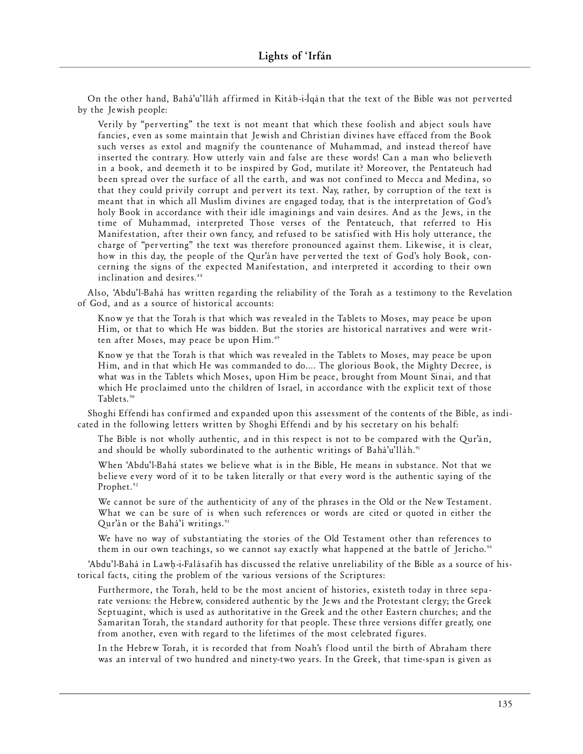On the other hand, Bahá'u'lláh affirmed in Kitáb-i-Íqán that the text of the Bible was not perverted by the Jewish people:

> Verily by "perverting" the text is not meant that which these foolish and abject souls have fancies, even as some maintain that Jewish and Christian divines have effaced from the Book such verses as extol and magnify the countenance of Muhammad, and instead thereof have inserted the contrary. How utterly vain and false are these words! Can a man who believeth in a book, and deemeth it to be inspired by God, mutilate it? Moreover, the Pentateuch had been spread over the surface of all the earth, and was not confined to Mecca and Medina, so that they could privily corrupt and pervert its text. Nay, rather, by corruption of the text is meant that in which all Muslim divines are engaged today, that is the interpretation of God's holy Book in accordance with their idle imaginings and vain desires. And as the Jews, in the time of Muhammad, interpreted Those verses of the Pentateuch, that referred to His Manifestation, after their own fancy, and refused to be satisfied with His holy utterance, the charge of "perverting" the text was therefore pronounced against them. Likewise, it is clear, how in this day, the people of the Qur'án have perverted the text of God's holy Book, concerning the signs of the expected Manifestation, and interpreted it according to their own inclination and desires.[88]

Also, 'Abdu'l-Bahá has written regarding the reliability of the Torah as a testimony to the Revelation of God, and as a source of historical accounts:

> Know ye that the Torah is that which was revealed in the Tablets to Moses, may peace be upon Him, or that to which He was bidden. But the stories are historical narratives and were written after Moses, may peace be upon Him.[89]

> Know ye that the Torah is that which was revealed in the Tablets to Moses, may peace be upon Him, and in that which He was commanded to do.... The glorious Book, the Mighty Decree, is what was in the Tablets which Moses, upon Him be peace, brought from Mount Sinai, and that which He proclaimed unto the children of Israel, in accordance with the explicit text of those Tablets.[90]

Shoghi Effendi has confirmed and expanded upon this assessment of the contents of the Bible, as indicated in the following letters written by Shoghi Effendi and by his secretary on his behalf:

> The Bible is not wholly authentic, and in this respect is not to be compared with the Qur'án, and should be wholly subordinated to the authentic writings of Bahá'u'lláh.[91]

> When 'Abdu'l-Bahá states we believe what is in the Bible, He means in substance. Not that we believe every word of it to be taken literally or that every word is the authentic saying of the Prophet.[92]

> We cannot be sure of the authenticity of any of the phrases in the Old or the New Testament. What we can be sure of is when such references or words are cited or quoted in either the Qur'án or the Bahá'í writings.[93]

> We have no way of substantiating the stories of the Old Testament other than references to them in our own teachings, so we cannot say exactly what happened at the battle of Jericho.[94]

'Abdu'l-Bahá in Lawḥ-i-Falásafih has discussed the relative unreliability of the Bible as a source of historical facts, citing the problem of the various versions of the Scriptures:

> Furthermore, the Torah, held to be the most ancient of histories, existeth today in three separate versions: the Hebrew, considered authentic by the Jews and the Protestant clergy; the Greek Septuagint, which is used as authoritative in the Greek and the other Eastern churches; and the Samaritan Torah, the standard authority for that people. These three versions differ greatly, one from another, even with regard to the lifetimes of the most celebrated figures.

> In the Hebrew Torah, it is recorded that from Noah's flood until the birth of Abraham there was an interval of two hundred and ninety-two years. In the Greek, that time-span is given as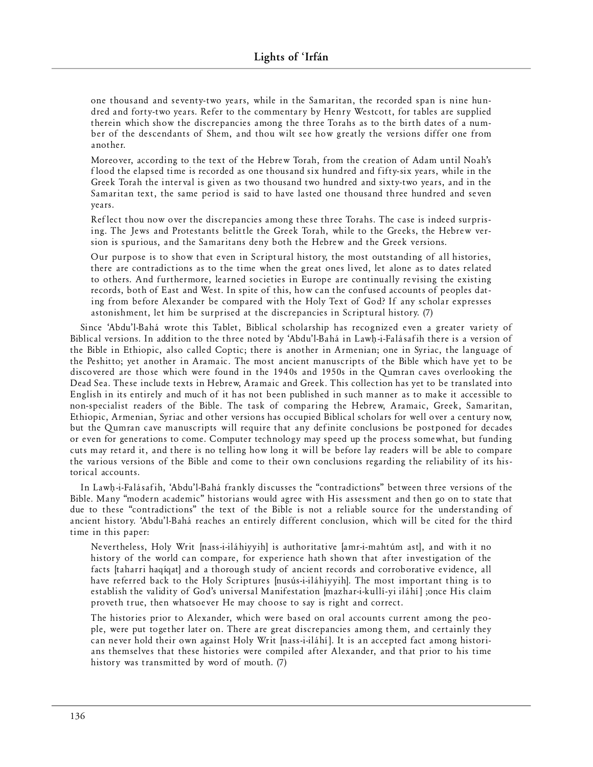> one thousand and seventy-two years, while in the Samaritan, the recorded span is nine hundred and forty-two years. Refer to the commentary by Henry Westcott, for tables are supplied therein which show the discrepancies among the three Torahs as to the birth dates of a number of the descendants of Shem, and thou wilt see how greatly the versions differ one from another.
>
> Moreover, according to the text of the Hebrew Torah, from the creation of Adam until Noah's flood the elapsed time is recorded as one thousand six hundred and fifty-six years, while in the Greek Torah the interval is given as two thousand two hundred and sixty-two years, and in the Samaritan text, the same period is said to have lasted one thousand three hundred and seven years.
>
> Reflect thou now over the discrepancies among these three Torahs. The case is indeed surprising. The Jews and Protestants belittle the Greek Torah, while to the Greeks, the Hebrew version is spurious, and the Samaritans deny both the Hebrew and the Greek versions.
>
> Our purpose is to show that even in Scriptural history, the most outstanding of all histories, there are contradictions as to the time when the great ones lived, let alone as to dates related to others. And furthermore, learned societies in Europe are continually revising the existing records, both of East and West. In spite of this, how can the confused accounts of peoples dating from before Alexander be compared with the Holy Text of God? If any scholar expresses astonishment, let him be surprised at the discrepancies in Scriptural history. (7)

Since 'Abdu'l-Bahá wrote this Tablet, Biblical scholarship has recognized even a greater variety of Biblical versions. In addition to the three noted by 'Abdu'l-Bahá in Lawḥ-i-Falásafih there is a version of the Bible in Ethiopic, also called Coptic; there is another in Armenian; one in Syriac, the language of the Peshitto; yet another in Aramaic. The most ancient manuscripts of the Bible which have yet to be discovered are those which were found in the 1940s and 1950s in the Qumran caves overlooking the Dead Sea. These include texts in Hebrew, Aramaic and Greek. This collection has yet to be translated into English in its entirely and much of it has not been published in such manner as to make it accessible to non-specialist readers of the Bible. The task of comparing the Hebrew, Aramaic, Greek, Samaritan, Ethiopic, Armenian, Syriac and other versions has occupied Biblical scholars for well over a century now, but the Qumran cave manuscripts will require that any definite conclusions be postponed for decades or even for generations to come. Computer technology may speed up the process somewhat, but funding cuts may retard it, and there is no telling how long it will be before lay readers will be able to compare the various versions of the Bible and come to their own conclusions regarding the reliability of its historical accounts.

In Lawḥ-i-Falásafih, 'Abdu'l-Bahá frankly discusses the "contradictions" between three versions of the Bible. Many "modern academic" historians would agree with His assessment and then go on to state that due to these "contradictions" the text of the Bible is not a reliable source for the understanding of ancient history. 'Abdu'l-Bahá reaches an entirely different conclusion, which will be cited for the third time in this paper:

> Nevertheless, Holy Writ [nass-i-iláhiyyih] is authoritative [amr-i-mahtúm ast], and with it no history of the world can compare, for experience hath shown that after investigation of the facts [taharri haqíqat] and a thorough study of ancient records and corroborative evidence, all have referred back to the Holy Scriptures [nusús-i-iláhiyyih]. The most important thing is to establish the validity of God's universal Manifestation [mazhar-i-kullí-yi iláhí] ;once His claim proveth true, then whatsoever He may choose to say is right and correct.
>
> The histories prior to Alexander, which were based on oral accounts current among the people, were put together later on. There are great discrepancies among them, and certainly they can never hold their own against Holy Writ [nass-i-iláhí]. It is an accepted fact among historians themselves that these histories were compiled after Alexander, and that prior to his time history was transmitted by word of mouth. (7)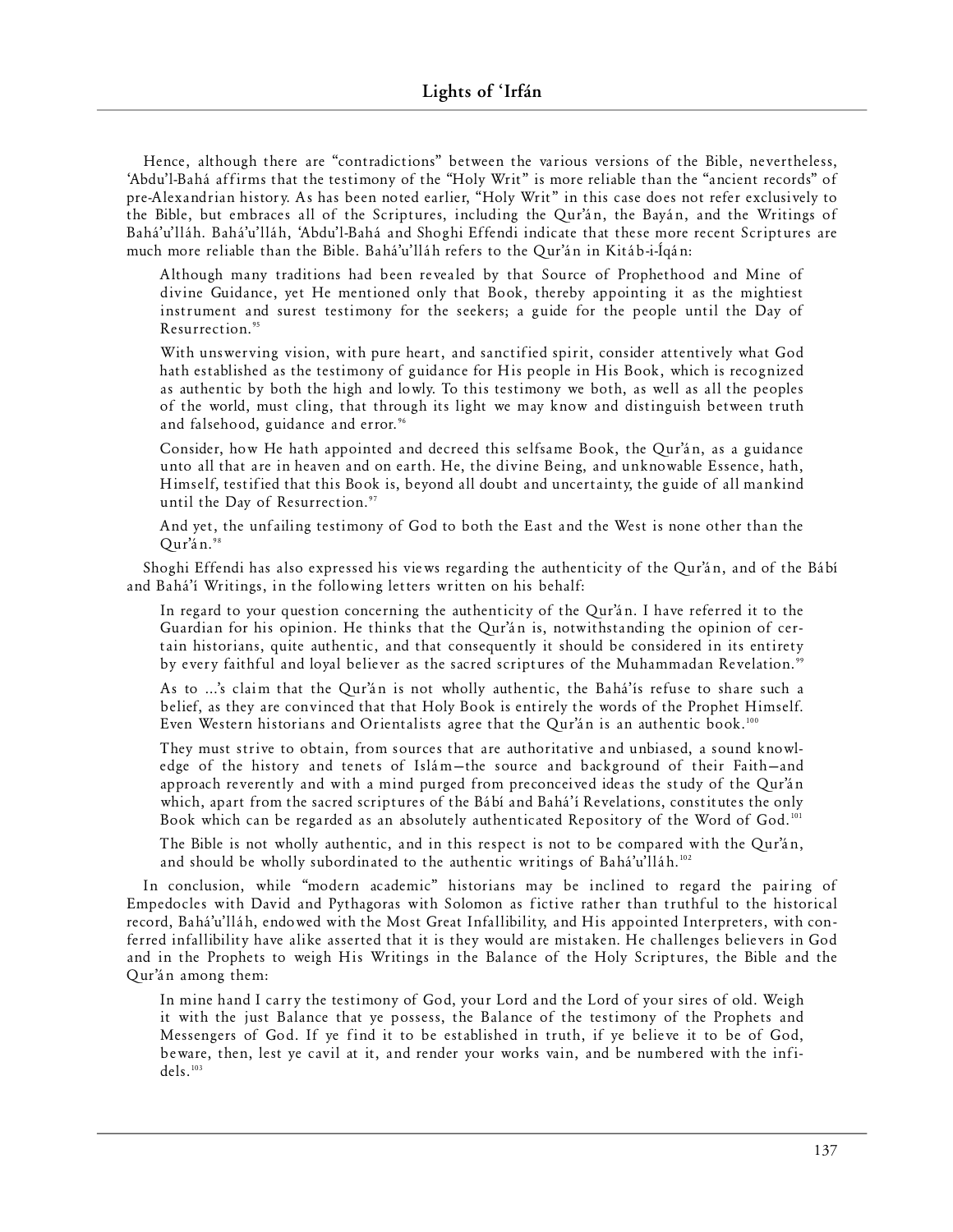Hence, although there are "contradictions" between the various versions of the Bible, nevertheless, 'Abdu'l-Bahá affirms that the testimony of the "Holy Writ" is more reliable than the "ancient records" of pre-Alexandrian history. As has been noted earlier, "Holy Writ" in this case does not refer exclusively to the Bible, but embraces all of the Scriptures, including the Qur'án, the Bayán, and the Writings of Bahá'u'lláh. Bahá'u'lláh, 'Abdu'l-Bahá and Shoghi Effendi indicate that these more recent Scriptures are much more reliable than the Bible. Bahá'u'lláh refers to the Qur'án in Kitáb-i-Íqán:

> Although many traditions had been revealed by that Source of Prophethood and Mine of divine Guidance, yet He mentioned only that Book, thereby appointing it as the mightiest instrument and surest testimony for the seekers; a guide for the people until the Day of Resurrection.[95]
>
> With unswerving vision, with pure heart, and sanctified spirit, consider attentively what God hath established as the testimony of guidance for His people in His Book, which is recognized as authentic by both the high and lowly. To this testimony we both, as well as all the peoples of the world, must cling, that through its light we may know and distinguish between truth and falsehood, guidance and error.[96]
>
> Consider, how He hath appointed and decreed this selfsame Book, the Qur'án, as a guidance unto all that are in heaven and on earth. He, the divine Being, and unknowable Essence, hath, Himself, testified that this Book is, beyond all doubt and uncertainty, the guide of all mankind until the Day of Resurrection.[97]
>
> And yet, the unfailing testimony of God to both the East and the West is none other than the Qur'án.[98]

Shoghi Effendi has also expressed his views regarding the authenticity of the Qur'án, and of the Bábí and Bahá'í Writings, in the following letters written on his behalf:

> In regard to your question concerning the authenticity of the Qur'án. I have referred it to the Guardian for his opinion. He thinks that the Qur'án is, notwithstanding the opinion of certain historians, quite authentic, and that consequently it should be considered in its entirety by every faithful and loyal believer as the sacred scriptures of the Muhammadan Revelation.[99]
>
> As to ...'s claim that the Qur'án is not wholly authentic, the Bahá'ís refuse to share such a belief, as they are convinced that that Holy Book is entirely the words of the Prophet Himself. Even Western historians and Orientalists agree that the Qur'án is an authentic book.[100]
>
> They must strive to obtain, from sources that are authoritative and unbiased, a sound knowledge of the history and tenets of Islám—the source and background of their Faith—and approach reverently and with a mind purged from preconceived ideas the study of the Qur'án which, apart from the sacred scriptures of the Bábí and Bahá'í Revelations, constitutes the only Book which can be regarded as an absolutely authenticated Repository of the Word of God.[101]
>
> The Bible is not wholly authentic, and in this respect is not to be compared with the Qur'án, and should be wholly subordinated to the authentic writings of Bahá'u'lláh.[102]

In conclusion, while "modern academic" historians may be inclined to regard the pairing of Empedocles with David and Pythagoras with Solomon as fictive rather than truthful to the historical record, Bahá'u'lláh, endowed with the Most Great Infallibility, and His appointed Interpreters, with conferred infallibility have alike asserted that it is they would are mistaken. He challenges believers in God and in the Prophets to weigh His Writings in the Balance of the Holy Scriptures, the Bible and the Qur'án among them:

> In mine hand I carry the testimony of God, your Lord and the Lord of your sires of old. Weigh it with the just Balance that ye possess, the Balance of the testimony of the Prophets and Messengers of God. If ye find it to be established in truth, if ye believe it to be of God, beware, then, lest ye cavil at it, and render your works vain, and be numbered with the infidels.[103]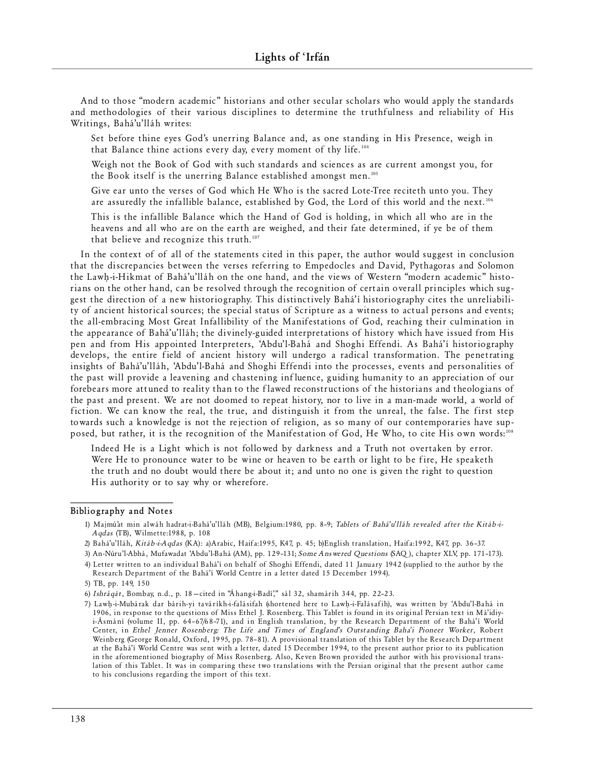And to those "modern academic" historians and other secular scholars who would apply the standards and methodologies of their various disciplines to determine the truthfulness and reliability of His Writings, Bahá'u'lláh writes:

> Set before thine eyes God's unerring Balance and, as one standing in His Presence, weigh in that Balance thine actions every day, every moment of thy life.[104]
>
> Weigh not the Book of God with such standards and sciences as are current amongst you, for the Book itself is the unerring Balance established amongst men.[105]
>
> Give ear unto the verses of God which He Who is the sacred Lote-Tree reciteth unto you. They are assuredly the infallible balance, established by God, the Lord of this world and the next.[106]
>
> This is the infallible Balance which the Hand of God is holding, in which all who are in the heavens and all who are on the earth are weighed, and their fate determined, if ye be of them that believe and recognize this truth.[107]

In the context of of all of the statements cited in this paper, the author would suggest in conclusion that the discrepancies between the verses referring to Empedocles and David, Pythagoras and Solomon the Lawḥ-i-Hikmat of Bahá'u'lláh on the one hand, and the views of Western "modern academic" historians on the other hand, can be resolved through the recognition of certain overall principles which suggest the direction of a new historiography. This distinctively Bahá'í historiography cites the unreliability of ancient historical sources; the special status of Scripture as a witness to actual persons and events; the all-embracing Most Great Infallibility of the Manifestations of God, reaching their culmination in the appearance of Bahá'u'lláh; the divinely-guided interpretations of history which have issued from His pen and from His appointed Interpreters, 'Abdu'l-Bahá and Shoghi Effendi. As Bahá'í historiography develops, the entire field of ancient history will undergo a radical transformation. The penetrating insights of Bahá'u'lláh, 'Abdu'l-Bahá and Shoghi Effendi into the processes, events and personalities of the past will provide a leavening and chastening influence, guiding humanity to an appreciation of our forebears more attuned to reality than to the flawed reconstructions of the historians and theologians of the past and present. We are not doomed to repeat history, nor to live in a man-made world, a world of fiction. We can know the real, the true, and distinguish it from the unreal, the false. The first step towards such a knowledge is not the rejection of religion, as so many of our contemporaries have supposed, but rather, it is the recognition of the Manifestation of God, He Who, to cite His own words:[108]

> Indeed He is a Light which is not followed by darkness and a Truth not overtaken by error. Were He to pronounce water to be wine or heaven to be earth or light to be fire, He speaketh the truth and no doubt would there be about it; and unto no one is given the right to question His authority or to say why or wherefore.

---

**Bibliography and Notes**

1) Majmú'at min alwáh hadrat-i-Bahá'u'lláh (MB), Belgium:1980, pp. 8–9; *Tablets of Bahá'u'lláh revealed after the Kitáb-i-Aqdas* (TB), Wilmette:1988, p. 108

2) Bahá'u'lláh, *Kitáb-i-Aqdas* (KA): a)Arabic, Haifa:1995, K47, p. 45; b)English translation, Haifa:1992, K47, pp. 36–37.

3) An-Núru'l-Abhá, Mufawadat 'Abdu'l-Bahá (AM), pp. 129–131; *Some Answered Questions* (SAQ ), chapter XLV, pp. 171–173).

4) Letter written to an individual Bahá'í on behalf of Shoghi Effendi, dated 11 January 1942 (supplied to the author by the Research Department of the Bahá'í World Centre in a letter dated 15 December 1994).

5) TB, pp. 149, 150

6) *Ishráqát*, Bombay, n.d., p. 18—cited in "Áhang-i-Badí'," sál 32, shamárih 344, pp. 22–23.

7) Lawḥ-i-Mubárak dar bárih-yi taváríkh-i-falásifah (shortened here to Lawḥ-i-Falásafih), was written by 'Abdu'l-Bahá in 1906, in response to the questions of Miss Ethel J. Rosenberg. This Tablet is found in its original Persian text in Má'idiy-i-Ásmání (volume II, pp. 64–67/68–71), and in English translation, by the Research Department of the Bahá'í World Center, in *Ethel Jenner Rosenberg: The Life and Times of England's Outstanding Baha'i Pioneer Worker*, Robert Weinberg (George Ronald, Oxford, 1995, pp. 78–81). A provisional translation of this Tablet by the Research Department at the Bahá'í World Centre was sent with a letter, dated 15 December 1994, to the present author prior to its publication in the aforementioned biography of Miss Rosenberg. Also, Keven Brown provided the author with his provisional translation of this Tablet. It was in comparing these two translations with the Persian original that the present author came to his conclusions regarding the import of this text.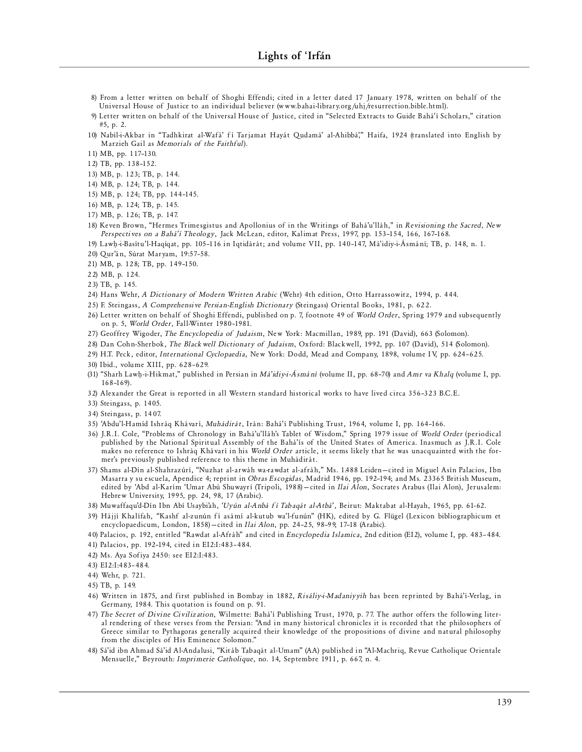8) From a letter written on behalf of Shoghi Effendi; cited in a letter dated 17 January 1978, written on behalf of the Universal House of Justice to an individual believer (www.bahai-library.org/uhj/resurrection.bible.html).

9) Letter written on behalf of the Universal House of Justice, cited in "Selected Extracts to Guide Bahá'í Scholars," citation #5, p. 2.

10) Nabíl-i-Akbar in "Tadhkirat al-Wafá' fí Tarjamat Hayát Qudamá' al-Ahibbá'," Haifa, 1924 (translated into English by Marzieh Gail as *Memorials of the Faithful*).

11) MB, pp. 117–130.

12) TB, pp. 138–152.

13) MB, p. 123; TB, p. 144.

14) MB, p. 124; TB, p. 144.

15) MB, p. 124; TB, pp. 144–145.

16) MB, p. 124; TB, p. 145.

17) MB, p. 126; TB, p. 147.

18) Keven Brown, "Hermes Trimesgistus and Apollonius of in the Writings of Bahá'u'lláh," in *Revisioning the Sacred, New Perspectives on a Bahá'í Theology*, Jack McLean, editor, Kalimat Press, 1997, pp. 153–154, 166, 167–168.

19) Lawḥ-i-Basítu'l-Haqíqat, pp. 105–116 in Iqtidárát; and volume VII, pp. 140–147, Má'idiy-i-Ásmání; TB, p. 148, n. 1.

20) Qur'án, Súrat Maryam, 19:57–58.

21) MB, p. 128; TB, pp. 149–150.

22) MB, p. 124.

23) TB, p. 145.

24) Hans Wehr, *A Dictionary of Modern Written Arabic* (Wehr) 4th edition, Otto Harrassowitz, 1994, p. 444.

25) F. Steingass, *A Comprehensive Persian-English Dictionary* (Steingass) Oriental Books, 1981, p. 622.

26) Letter written on behalf of Shoghi Effendi, published on p. 7, footnote 49 of *World Order*, Spring 1979 and subsequently on p. 5, *World Order*, Fall-Winter 1980–1981.

27) Geoffrey Wigoder, *The Encyclopedia of Judaism*, New York: Macmillan, 1989, pp. 191 (David), 663 (Solomon).

28) Dan Cohn-Sherbok, *The Blackwell Dictionary of Judaism*, Oxford: Blackwell, 1992, pp. 107 (David), 514 (Solomon).

29) H.T. Peck, editor, *International Cyclopaedia*, New York: Dodd, Mead and Company, 1898, volume IV, pp. 624–625.

30) Ibid., volume XIII, pp. 628–629.

(31) "Sharh Lawḥ-i-Hikmat," published in Persian in *Má'idiy-i-Ásmání* (volume II, pp. 68–70) and *Amr va Khalq* (volume I, pp. 168–169).

32) Alexander the Great is reported in all Western standard historical works to have lived circa 356–323 B.C.E.

33) Steingass, p. 1405.

34) Steingass, p. 1407.

35) 'Abdu'l-Hamíd Ishráq Khávarí, *Muhádirát*, Irán: Bahá'í Publishing Trust, 1964, volume I, pp. 164–166.

36) J.R.I. Cole, "Problems of Chronology in Bahá'u'lláh's Tablet of Wisdom," Spring 1979 issue of *World Order* (periodical published by the National Spiritual Assembly of the Bahá'ís of the United States of America. Inasmuch as J.R.I. Cole makes no reference to Ishráq Khávarí in his *World Order* article, it seems likely that he was unacquainted with the former's previously published reference to this theme in Muhádirát.

37) Shams al-Dín al-Shahrazúrí, "Nuzhat al-arwáh wa-rawdat al-afráh," Ms. 1488 Leiden—cited in Miguel Asín Palacios, Ibn Masarra y su escuela, Apendice 4; reprint in *Obras Escogidas*, Madrid 1946, pp. 192–194; and Ms. 23365 British Museum, edited by 'Abd al-Karím 'Umar Abú Shuwayrí (Tripoli, 1988)—cited in *Ilai Alon*, Socrates Arabus (Ilai Alon), Jerusalem: Hebrew University, 1995, pp. 24, 98, 17 (Arabic).

38) Muwaffaqu'd-Dín Ibn Abí Usaybi'ah, *'Uyún al-Anbá fí Tabaqát al-Atbá'*, Beirut: Maktabat al-Hayah, 1965, pp. 61-62.

39) Hájjí Khalífah, "Kashf al-zunún fí asámí al-kutub wa'l-funún" (HK), edited by G. Flügel (Lexicon bibliographicum et encyclopaedicum, London, 1858)—cited in *Ilai Alon*, pp. 24–25, 98–99, 17–18 (Arabic).

40) Palacios, p. 192, entitled "Rawdat al-Afráh" and cited in *Encyclopedia Islamica*, 2nd edition (EI2), volume I, pp. 483–484.

41) Palacios, pp. 192–194, cited in EI2:I:483–484.

42) Ms. Aya Sofiya 2450: see EI2:I:483.

43) EI2:I:483–484.

44) Wehr, p. 721.

45) TB, p. 149.

46) Written in 1875, and first published in Bombay in 1882, *Risáliy-i-Madaniyyih* has been reprinted by Bahá'í-Verlag, in Germany, 1984. This quotation is found on p. 91.

47) *The Secret of Divine Civilization*, Wilmette: Bahá'í Publishing Trust, 1970, p. 77. The author offers the following literal rendering of these verses from the Persian: "And in many historical chronicles it is recorded that the philosophers of Greece similar to Pythagoras generally acquired their knowledge of the propositions of divine and natural philosophy from the disciples of His Eminence Solomon."

48) Sá'id ibn Ahmad Sá'id Al-Andalusi, "Kitáb Tabaqát al-Umam" (AA) published in "Al-Machriq, Revue Catholique Orientale Mensuelle," Beyrouth: *Imprimerie Catholique*, no. 14, Septembre 1911, p. 667, n. 4.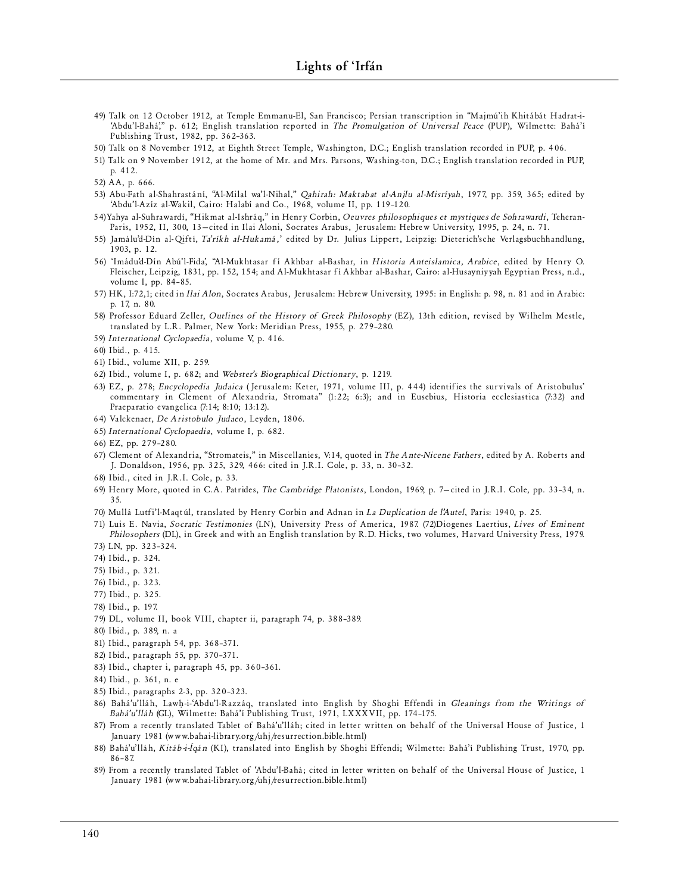49) Talk on 12 October 1912, at Temple Emmanu-El, San Francisco; Persian transcription in "Majmú'ih Khitábát Hadrat-i-'Abdu'l-Bahá'," p. 612; English translation reported in *The Promulgation of Universal Peace* (PUP), Wilmette: Bahá'í Publishing Trust, 1982, pp. 362–363.

50) Talk on 8 November 1912, at Eighth Street Temple, Washington, D.C.; English translation recorded in PUP, p. 406.

51) Talk on 9 November 1912, at the home of Mr. and Mrs. Parsons, Washing-ton, D.C.; English translation recorded in PUP, p. 412.

52) AA, p. 666.

53) Abu-Fath al-Shahrastání, "Al-Milal wa'l-Nihal," *Qahirah: Maktabat al-Anjlu al-Misríyah*, 1977, pp. 359, 365; edited by 'Abdu'l-Azíz al-Wakil, Cairo: Halabí and Co., 1968, volume II, pp. 119–120.

54)Yahya al-Suhrawardi, "Hikmat al-Ishráq," in Henry Corbin, *Oeuvres philosophiques et mystiques de Sohrawardi*, Teheran-Paris, 1952, II, 300, 13—cited in Ilai Aloni, Socrates Arabus, Jerusalem: Hebrew University, 1995, p. 24, n. 71.

55) Jamálu'd-Dín al-Qiftí, *Ta'ríkh al-Hukamá,'* edited by Dr. Julius Lippert, Leipzig: Dieterich'sche Verlagsbuchhandlung, 1903, p. 12.

56) 'Imádu'd-Dín Abú'l-Fida', "Al-Mukhtasar fí Akhbar al-Bashar, in *Historia Anteislamica, Arabice*, edited by Henry O. Fleischer, Leipzig, 1831, pp. 152, 154; and Al-Mukhtasar fí Akhbar al-Bashar, Cairo: al-Husayniyyah Egyptian Press, n.d., volume I, pp. 84–85.

57) HK, I:72,1; cited in *Ilai Alon*, Socrates Arabus, Jerusalem: Hebrew University, 1995: in English: p. 98, n. 81 and in Arabic: p. 17, n. 80.

58) Professor Eduard Zeller, *Outlines of the History of Greek Philosophy* (EZ), 13th edition, revised by Wilhelm Mestle, translated by L.R. Palmer, New York: Meridian Press, 1955, p. 279–280.

59) *International Cyclopaedia*, volume V, p. 416.

60) Ibid., p. 415.

61) Ibid., volume XII, p. 259.

62) Ibid., volume I, p. 682; and *Webster's Biographical Dictionary*, p. 1219.

63) EZ, p. 278; *Encyclopedia Judaica* (Jerusalem: Keter, 1971, volume III, p. 444) identifies the survivals of Aristobulus' commentary in Clement of Alexandria, Stromata" (1:22; 6:3); and in Eusebius, Historia ecclesiastica (7:32) and Praeparatio evangelica (7:14; 8:10; 13:12).

64) Valckenaer, *De Aristobulo Judaeo*, Leyden, 1806.

65) *International Cyclopaedia*, volume I, p. 682.

66) EZ, pp. 279–280.

67) Clement of Alexandria, "Stromateis," in Miscellanies, V:14, quoted in *The Ante-Nicene Fathers*, edited by A. Roberts and J. Donaldson, 1956, pp. 325, 329, 466: cited in J.R.I. Cole, p. 33, n. 30–32.

68) Ibid., cited in J.R.I. Cole, p. 33.

69) Henry More, quoted in C.A. Patrides, *The Cambridge Platonists*, London, 1969, p. 7—cited in J.R.I. Cole, pp. 33–34, n. 35.

70) Mullá Lutfi'l-Maqtúl, translated by Henry Corbin and Adnan in *La Duplication de l'Autel*, Paris: 1940, p. 25.

71) Luis E. Navia, *Socratic Testimonies* (LN), University Press of America, 1987. (72)Diogenes Laertius, *Lives of Eminent Philosophers* (DL), in Greek and with an English translation by R.D. Hicks, two volumes, Harvard University Press, 1979.

73) LN, pp. 323–324.

74) Ibid., p. 324.

75) Ibid., p. 321.

76) Ibid., p. 323.

77) Ibid., p. 325.

78) Ibid., p. 197.

79) DL, volume II, book VIII, chapter ii, paragraph 74, p. 388–389.

80) Ibid., p. 389, n. a

81) Ibid., paragraph 54, pp. 368–371.

82) Ibid., paragraph 55, pp. 370–371.

83) Ibid., chapter i, paragraph 45, pp. 360–361.

84) Ibid., p. 361, n. e

85) Ibid., paragraphs 2-3, pp. 320–323.

86) Bahá'u'lláh, Lawḥ-i-'Abdu'l-Razzáq, translated into English by Shoghi Effendi in *Gleanings from the Writings of Bahá'u'lláh* (GL), Wilmette: Bahá'í Publishing Trust, 1971, LXXXVII, pp. 174–175.

87) From a recently translated Tablet of Bahá'u'lláh; cited in letter written on behalf of the Universal House of Justice, 1 January 1981 (www.bahai-library.org/uhj/resurrection.bible.html)

88) Bahá'u'lláh, *Kitáb-i-Íqán* (KI), translated into English by Shoghi Effendi; Wilmette: Bahá'í Publishing Trust, 1970, pp. 86–87.

89) From a recently translated Tablet of 'Abdu'l-Bahá; cited in letter written on behalf of the Universal House of Justice, 1 January 1981 (www.bahai-library.org/uhj/resurrection.bible.html)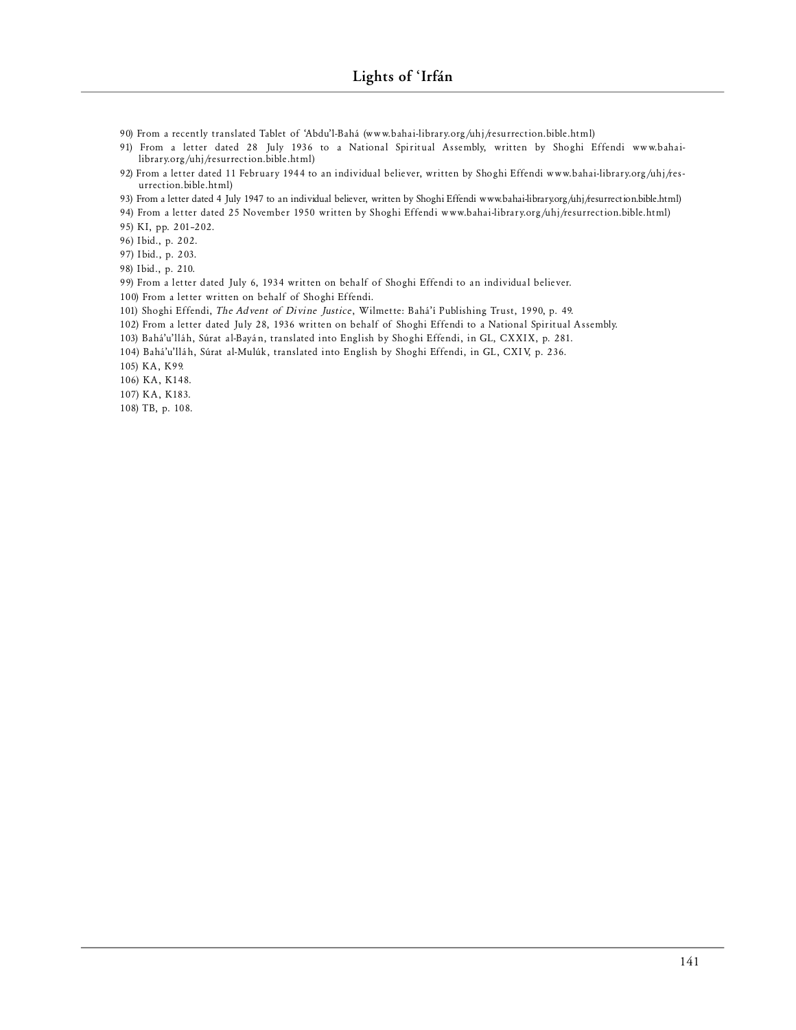90) From a recently translated Tablet of 'Abdu'l-Bahá (www.bahai-library.org/uhj/resurrection.bible.html)

91) From a letter dated 28 July 1936 to a National Spiritual Assembly, written by Shoghi Effendi www.bahai-library.org/uhj/resurrection.bible.html)

92) From a letter dated 11 February 1944 to an individual believer, written by Shoghi Effendi www.bahai-library.org/uhj/resurrection.bible.html)

93) From a letter dated 4 July 1947 to an individual believer, written by Shoghi Effendi www.bahai-library.org/uhj/resurrection.bible.html)

94) From a letter dated 25 November 1950 written by Shoghi Effendi www.bahai-library.org/uhj/resurrection.bible.html)

95) KI, pp. 201–202.

96) Ibid., p. 202.

97) Ibid., p. 203.

98) Ibid., p. 210.

99) From a letter dated July 6, 1934 written on behalf of Shoghi Effendi to an individual believer.

100) From a letter written on behalf of Shoghi Effendi.

101) Shoghi Effendi, *The Advent of Divine Justice*, Wilmette: Bahá'í Publishing Trust, 1990, p. 49.

102) From a letter dated July 28, 1936 written on behalf of Shoghi Effendi to a National Spiritual Assembly.

103) Bahá'u'lláh, Súrat al-Bayán, translated into English by Shoghi Effendi, in GL, CXXIX, p. 281.

104) Bahá'u'lláh, Súrat al-Mulúk, translated into English by Shoghi Effendi, in GL, CXIV, p. 236.

105) KA, K99.

106) KA, K148.

107) KA, K183.

108) TB, p. 108.